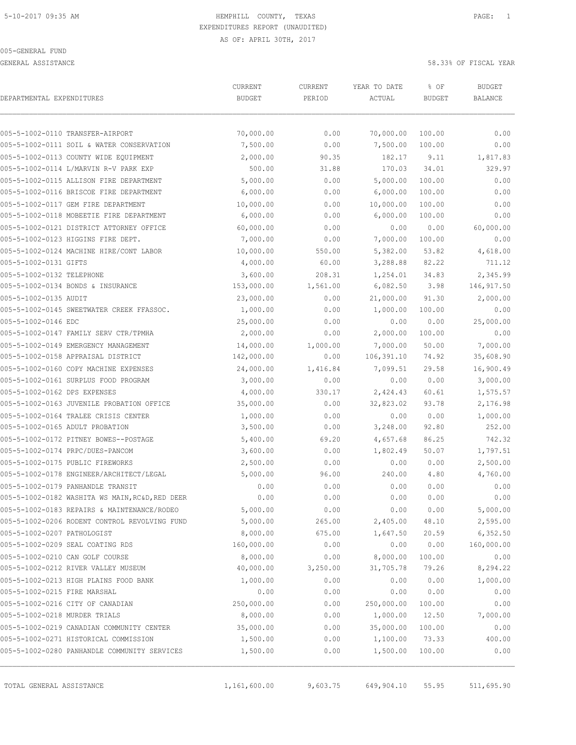HEMPHILL COUNTY, TEXAS
EXPENDITURES REPORT (UNAUDITED)
AS OF: APRIL 30TH, 2017

005-GENERAL FUND

GENERAL ASSISTANCE — 58.33% OF FISCAL YEAR

| DEPARTMENTAL EXPENDITURES | CURRENT BUDGET | CURRENT PERIOD | YEAR TO DATE ACTUAL | % OF BUDGET | BUDGET BALANCE |
|---|---|---|---|---|---|
| 005-5-1002-0110 TRANSFER-AIRPORT | 70,000.00 | 0.00 | 70,000.00 | 100.00 | 0.00 |
| 005-5-1002-0111 SOIL & WATER CONSERVATION | 7,500.00 | 0.00 | 7,500.00 | 100.00 | 0.00 |
| 005-5-1002-0113 COUNTY WIDE EQUIPMENT | 2,000.00 | 90.35 | 182.17 | 9.11 | 1,817.83 |
| 005-5-1002-0114 L/MARVIN R-V PARK EXP | 500.00 | 31.88 | 170.03 | 34.01 | 329.97 |
| 005-5-1002-0115 ALLISON FIRE DEPARTMENT | 5,000.00 | 0.00 | 5,000.00 | 100.00 | 0.00 |
| 005-5-1002-0116 BRISCOE FIRE DEPARTMENT | 6,000.00 | 0.00 | 6,000.00 | 100.00 | 0.00 |
| 005-5-1002-0117 GEM FIRE DEPARTMENT | 10,000.00 | 0.00 | 10,000.00 | 100.00 | 0.00 |
| 005-5-1002-0118 MOBEETIE FIRE DEPARTMENT | 6,000.00 | 0.00 | 6,000.00 | 100.00 | 0.00 |
| 005-5-1002-0121 DISTRICT ATTORNEY OFFICE | 60,000.00 | 0.00 | 0.00 | 0.00 | 60,000.00 |
| 005-5-1002-0123 HIGGINS FIRE DEPT. | 7,000.00 | 0.00 | 7,000.00 | 100.00 | 0.00 |
| 005-5-1002-0124 MACHINE HIRE/CONT LABOR | 10,000.00 | 550.00 | 5,382.00 | 53.82 | 4,618.00 |
| 005-5-1002-0131 GIFTS | 4,000.00 | 60.00 | 3,288.88 | 82.22 | 711.12 |
| 005-5-1002-0132 TELEPHONE | 3,600.00 | 208.31 | 1,254.01 | 34.83 | 2,345.99 |
| 005-5-1002-0134 BONDS & INSURANCE | 153,000.00 | 1,561.00 | 6,082.50 | 3.98 | 146,917.50 |
| 005-5-1002-0135 AUDIT | 23,000.00 | 0.00 | 21,000.00 | 91.30 | 2,000.00 |
| 005-5-1002-0145 SWEETWATER CREEK FFASSOC. | 1,000.00 | 0.00 | 1,000.00 | 100.00 | 0.00 |
| 005-5-1002-0146 EDC | 25,000.00 | 0.00 | 0.00 | 0.00 | 25,000.00 |
| 005-5-1002-0147 FAMILY SERV CTR/TPMHA | 2,000.00 | 0.00 | 2,000.00 | 100.00 | 0.00 |
| 005-5-1002-0149 EMERGENCY MANAGEMENT | 14,000.00 | 1,000.00 | 7,000.00 | 50.00 | 7,000.00 |
| 005-5-1002-0158 APPRAISAL DISTRICT | 142,000.00 | 0.00 | 106,391.10 | 74.92 | 35,608.90 |
| 005-5-1002-0160 COPY MACHINE EXPENSES | 24,000.00 | 1,416.84 | 7,099.51 | 29.58 | 16,900.49 |
| 005-5-1002-0161 SURPLUS FOOD PROGRAM | 3,000.00 | 0.00 | 0.00 | 0.00 | 3,000.00 |
| 005-5-1002-0162 DPS EXPENSES | 4,000.00 | 330.17 | 2,424.43 | 60.61 | 1,575.57 |
| 005-5-1002-0163 JUVENILE PROBATION OFFICE | 35,000.00 | 0.00 | 32,823.02 | 93.78 | 2,176.98 |
| 005-5-1002-0164 TRALEE CRISIS CENTER | 1,000.00 | 0.00 | 0.00 | 0.00 | 1,000.00 |
| 005-5-1002-0165 ADULT PROBATION | 3,500.00 | 0.00 | 3,248.00 | 92.80 | 252.00 |
| 005-5-1002-0172 PITNEY BOWES--POSTAGE | 5,400.00 | 69.20 | 4,657.68 | 86.25 | 742.32 |
| 005-5-1002-0174 PRPC/DUES-PANCOM | 3,600.00 | 0.00 | 1,802.49 | 50.07 | 1,797.51 |
| 005-5-1002-0175 PUBLIC FIREWORKS | 2,500.00 | 0.00 | 0.00 | 0.00 | 2,500.00 |
| 005-5-1002-0178 ENGINEER/ARCHITECT/LEGAL | 5,000.00 | 96.00 | 240.00 | 4.80 | 4,760.00 |
| 005-5-1002-0179 PANHANDLE TRANSIT | 0.00 | 0.00 | 0.00 | 0.00 | 0.00 |
| 005-5-1002-0182 WASHITA WS MAIN,RC&D,RED DEER | 0.00 | 0.00 | 0.00 | 0.00 | 0.00 |
| 005-5-1002-0183 REPAIRS & MAINTENANCE/RODEO | 5,000.00 | 0.00 | 0.00 | 0.00 | 5,000.00 |
| 005-5-1002-0206 RODENT CONTROL REVOLVING FUND | 5,000.00 | 265.00 | 2,405.00 | 48.10 | 2,595.00 |
| 005-5-1002-0207 PATHOLOGIST | 8,000.00 | 675.00 | 1,647.50 | 20.59 | 6,352.50 |
| 005-5-1002-0209 SEAL COATING RDS | 160,000.00 | 0.00 | 0.00 | 0.00 | 160,000.00 |
| 005-5-1002-0210 CAN GOLF COURSE | 8,000.00 | 0.00 | 8,000.00 | 100.00 | 0.00 |
| 005-5-1002-0212 RIVER VALLEY MUSEUM | 40,000.00 | 3,250.00 | 31,705.78 | 79.26 | 8,294.22 |
| 005-5-1002-0213 HIGH PLAINS FOOD BANK | 1,000.00 | 0.00 | 0.00 | 0.00 | 1,000.00 |
| 005-5-1002-0215 FIRE MARSHAL | 0.00 | 0.00 | 0.00 | 0.00 | 0.00 |
| 005-5-1002-0216 CITY OF CANADIAN | 250,000.00 | 0.00 | 250,000.00 | 100.00 | 0.00 |
| 005-5-1002-0218 MURDER TRIALS | 8,000.00 | 0.00 | 1,000.00 | 12.50 | 7,000.00 |
| 005-5-1002-0219 CANADIAN COMMUNITY CENTER | 35,000.00 | 0.00 | 35,000.00 | 100.00 | 0.00 |
| 005-5-1002-0271 HISTORICAL COMMISSION | 1,500.00 | 0.00 | 1,100.00 | 73.33 | 400.00 |
| 005-5-1002-0280 PANHANDLE COMMUNITY SERVICES | 1,500.00 | 0.00 | 1,500.00 | 100.00 | 0.00 |
| TOTAL GENERAL ASSISTANCE | 1,161,600.00 | 9,603.75 | 649,904.10 | 55.95 | 511,695.90 |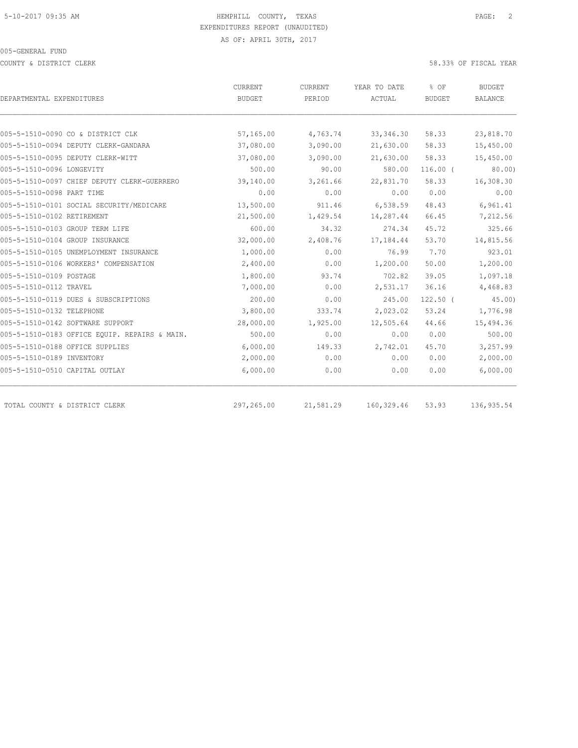HEMPHILL COUNTY, TEXAS
EXPENDITURES REPORT (UNAUDITED)
AS OF: APRIL 30TH, 2017

005-GENERAL FUND

COUNTY & DISTRICT CLERK — 58.33% OF FISCAL YEAR

| DEPARTMENTAL EXPENDITURES | CURRENT BUDGET | CURRENT PERIOD | YEAR TO DATE ACTUAL | % OF BUDGET | BUDGET BALANCE |
|---|---|---|---|---|---|
| 005-5-1510-0090 CO & DISTRICT CLK | 57,165.00 | 4,763.74 | 33,346.30 | 58.33 | 23,818.70 |
| 005-5-1510-0094 DEPUTY CLERK-GANDARA | 37,080.00 | 3,090.00 | 21,630.00 | 58.33 | 15,450.00 |
| 005-5-1510-0095 DEPUTY CLERK-WITT | 37,080.00 | 3,090.00 | 21,630.00 | 58.33 | 15,450.00 |
| 005-5-1510-0096 LONGEVITY | 500.00 | 90.00 | 580.00 | 116.00 ( | 80.00) |
| 005-5-1510-0097 CHIEF DEPUTY CLERK-GUERRERO | 39,140.00 | 3,261.66 | 22,831.70 | 58.33 | 16,308.30 |
| 005-5-1510-0098 PART TIME | 0.00 | 0.00 | 0.00 | 0.00 | 0.00 |
| 005-5-1510-0101 SOCIAL SECURITY/MEDICARE | 13,500.00 | 911.46 | 6,538.59 | 48.43 | 6,961.41 |
| 005-5-1510-0102 RETIREMENT | 21,500.00 | 1,429.54 | 14,287.44 | 66.45 | 7,212.56 |
| 005-5-1510-0103 GROUP TERM LIFE | 600.00 | 34.32 | 274.34 | 45.72 | 325.66 |
| 005-5-1510-0104 GROUP INSURANCE | 32,000.00 | 2,408.76 | 17,184.44 | 53.70 | 14,815.56 |
| 005-5-1510-0105 UNEMPLOYMENT INSURANCE | 1,000.00 | 0.00 | 76.99 | 7.70 | 923.01 |
| 005-5-1510-0106 WORKERS' COMPENSATION | 2,400.00 | 0.00 | 1,200.00 | 50.00 | 1,200.00 |
| 005-5-1510-0109 POSTAGE | 1,800.00 | 93.74 | 702.82 | 39.05 | 1,097.18 |
| 005-5-1510-0112 TRAVEL | 7,000.00 | 0.00 | 2,531.17 | 36.16 | 4,468.83 |
| 005-5-1510-0119 DUES & SUBSCRIPTIONS | 200.00 | 0.00 | 245.00 | 122.50 ( | 45.00) |
| 005-5-1510-0132 TELEPHONE | 3,800.00 | 333.74 | 2,023.02 | 53.24 | 1,776.98 |
| 005-5-1510-0142 SOFTWARE SUPPORT | 28,000.00 | 1,925.00 | 12,505.64 | 44.66 | 15,494.36 |
| 005-5-1510-0183 OFFICE EQUIP. REPAIRS & MAIN. | 500.00 | 0.00 | 0.00 | 0.00 | 500.00 |
| 005-5-1510-0188 OFFICE SUPPLIES | 6,000.00 | 149.33 | 2,742.01 | 45.70 | 3,257.99 |
| 005-5-1510-0189 INVENTORY | 2,000.00 | 0.00 | 0.00 | 0.00 | 2,000.00 |
| 005-5-1510-0510 CAPITAL OUTLAY | 6,000.00 | 0.00 | 0.00 | 0.00 | 6,000.00 |
| TOTAL COUNTY & DISTRICT CLERK | 297,265.00 | 21,581.29 | 160,329.46 | 53.93 | 136,935.54 |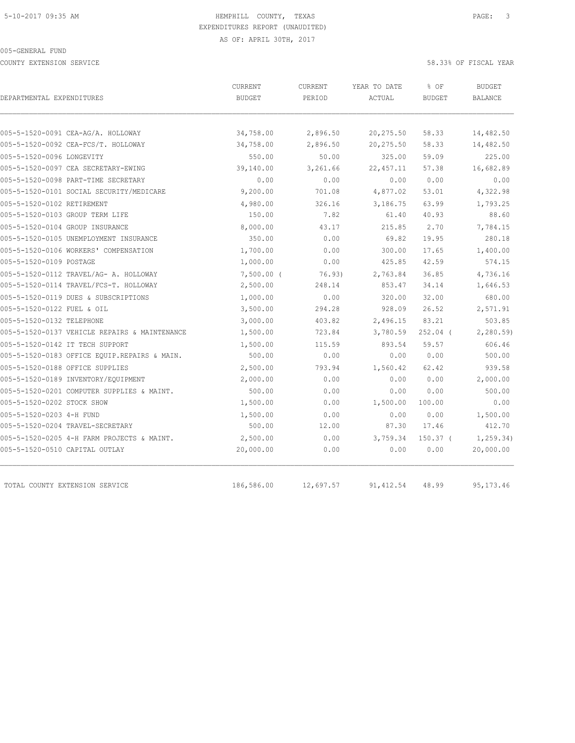5-10-2017 09:35 AM

HEMPHILL COUNTY, TEXAS
EXPENDITURES REPORT (UNAUDITED)
AS OF: APRIL 30TH, 2017

005-GENERAL FUND

COUNTY EXTENSION SERVICE

58.33% OF FISCAL YEAR

| DEPARTMENTAL EXPENDITURES | CURRENT BUDGET | CURRENT PERIOD | YEAR TO DATE ACTUAL | % OF BUDGET | BUDGET BALANCE |
|---|---|---|---|---|---|
| 005-5-1520-0091 CEA-AG/A. HOLLOWAY | 34,758.00 | 2,896.50 | 20,275.50 | 58.33 | 14,482.50 |
| 005-5-1520-0092 CEA-FCS/T. HOLLOWAY | 34,758.00 | 2,896.50 | 20,275.50 | 58.33 | 14,482.50 |
| 005-5-1520-0096 LONGEVITY | 550.00 | 50.00 | 325.00 | 59.09 | 225.00 |
| 005-5-1520-0097 CEA SECRETARY-EWING | 39,140.00 | 3,261.66 | 22,457.11 | 57.38 | 16,682.89 |
| 005-5-1520-0098 PART-TIME SECRETARY | 0.00 | 0.00 | 0.00 | 0.00 | 0.00 |
| 005-5-1520-0101 SOCIAL SECURITY/MEDICARE | 9,200.00 | 701.08 | 4,877.02 | 53.01 | 4,322.98 |
| 005-5-1520-0102 RETIREMENT | 4,980.00 | 326.16 | 3,186.75 | 63.99 | 1,793.25 |
| 005-5-1520-0103 GROUP TERM LIFE | 150.00 | 7.82 | 61.40 | 40.93 | 88.60 |
| 005-5-1520-0104 GROUP INSURANCE | 8,000.00 | 43.17 | 215.85 | 2.70 | 7,784.15 |
| 005-5-1520-0105 UNEMPLOYMENT INSURANCE | 350.00 | 0.00 | 69.82 | 19.95 | 280.18 |
| 005-5-1520-0106 WORKERS' COMPENSATION | 1,700.00 | 0.00 | 300.00 | 17.65 | 1,400.00 |
| 005-5-1520-0109 POSTAGE | 1,000.00 | 0.00 | 425.85 | 42.59 | 574.15 |
| 005-5-1520-0112 TRAVEL/AG- A. HOLLOWAY | 7,500.00 | ( 76.93) | 2,763.84 | 36.85 | 4,736.16 |
| 005-5-1520-0114 TRAVEL/FCS-T. HOLLOWAY | 2,500.00 | 248.14 | 853.47 | 34.14 | 1,646.53 |
| 005-5-1520-0119 DUES & SUBSCRIPTIONS | 1,000.00 | 0.00 | 320.00 | 32.00 | 680.00 |
| 005-5-1520-0122 FUEL & OIL | 3,500.00 | 294.28 | 928.09 | 26.52 | 2,571.91 |
| 005-5-1520-0132 TELEPHONE | 3,000.00 | 403.82 | 2,496.15 | 83.21 | 503.85 |
| 005-5-1520-0137 VEHICLE REPAIRS & MAINTENANCE | 1,500.00 | 723.84 | 3,780.59 | 252.04 | ( 2,280.59) |
| 005-5-1520-0142 IT TECH SUPPORT | 1,500.00 | 115.59 | 893.54 | 59.57 | 606.46 |
| 005-5-1520-0183 OFFICE EQUIP.REPAIRS & MAIN. | 500.00 | 0.00 | 0.00 | 0.00 | 500.00 |
| 005-5-1520-0188 OFFICE SUPPLIES | 2,500.00 | 793.94 | 1,560.42 | 62.42 | 939.58 |
| 005-5-1520-0189 INVENTORY/EQUIPMENT | 2,000.00 | 0.00 | 0.00 | 0.00 | 2,000.00 |
| 005-5-1520-0201 COMPUTER SUPPLIES & MAINT. | 500.00 | 0.00 | 0.00 | 0.00 | 500.00 |
| 005-5-1520-0202 STOCK SHOW | 1,500.00 | 0.00 | 1,500.00 | 100.00 | 0.00 |
| 005-5-1520-0203 4-H FUND | 1,500.00 | 0.00 | 0.00 | 0.00 | 1,500.00 |
| 005-5-1520-0204 TRAVEL-SECRETARY | 500.00 | 12.00 | 87.30 | 17.46 | 412.70 |
| 005-5-1520-0205 4-H FARM PROJECTS & MAINT. | 2,500.00 | 0.00 | 3,759.34 | 150.37 | ( 1,259.34) |
| 005-5-1520-0510 CAPITAL OUTLAY | 20,000.00 | 0.00 | 0.00 | 0.00 | 20,000.00 |
| TOTAL COUNTY EXTENSION SERVICE | 186,586.00 | 12,697.57 | 91,412.54 | 48.99 | 95,173.46 |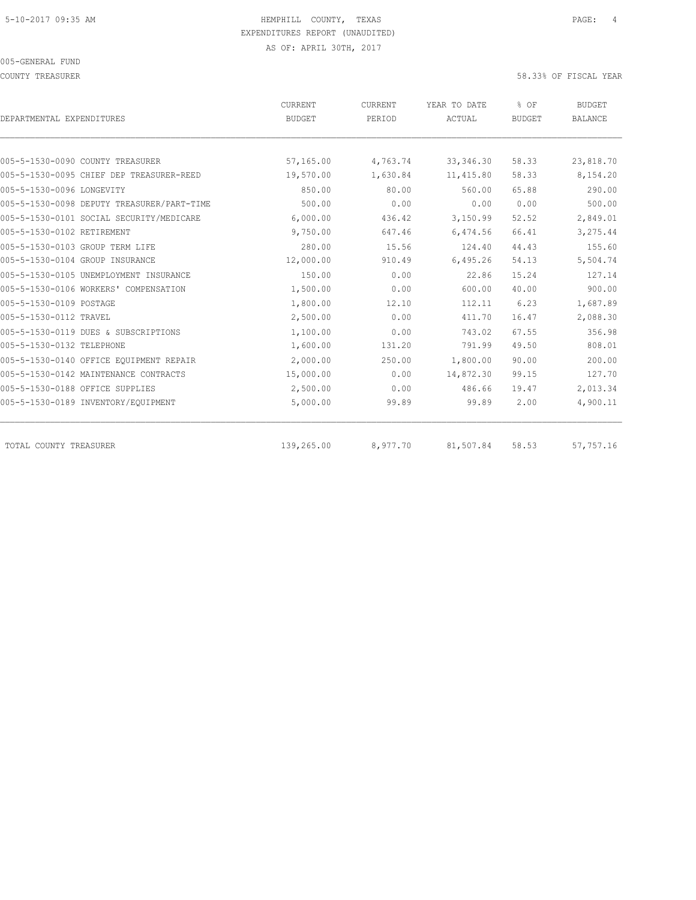HEMPHILL COUNTY, TEXAS
EXPENDITURES REPORT (UNAUDITED)
AS OF: APRIL 30TH, 2017

005-GENERAL FUND

COUNTY TREASURER — 58.33% OF FISCAL YEAR

| DEPARTMENTAL EXPENDITURES | CURRENT BUDGET | CURRENT PERIOD | YEAR TO DATE ACTUAL | % OF BUDGET | BUDGET BALANCE |
|---|---|---|---|---|---|
| 005-5-1530-0090 COUNTY TREASURER | 57,165.00 | 4,763.74 | 33,346.30 | 58.33 | 23,818.70 |
| 005-5-1530-0095 CHIEF DEP TREASURER-REED | 19,570.00 | 1,630.84 | 11,415.80 | 58.33 | 8,154.20 |
| 005-5-1530-0096 LONGEVITY | 850.00 | 80.00 | 560.00 | 65.88 | 290.00 |
| 005-5-1530-0098 DEPUTY TREASURER/PART-TIME | 500.00 | 0.00 | 0.00 | 0.00 | 500.00 |
| 005-5-1530-0101 SOCIAL SECURITY/MEDICARE | 6,000.00 | 436.42 | 3,150.99 | 52.52 | 2,849.01 |
| 005-5-1530-0102 RETIREMENT | 9,750.00 | 647.46 | 6,474.56 | 66.41 | 3,275.44 |
| 005-5-1530-0103 GROUP TERM LIFE | 280.00 | 15.56 | 124.40 | 44.43 | 155.60 |
| 005-5-1530-0104 GROUP INSURANCE | 12,000.00 | 910.49 | 6,495.26 | 54.13 | 5,504.74 |
| 005-5-1530-0105 UNEMPLOYMENT INSURANCE | 150.00 | 0.00 | 22.86 | 15.24 | 127.14 |
| 005-5-1530-0106 WORKERS' COMPENSATION | 1,500.00 | 0.00 | 600.00 | 40.00 | 900.00 |
| 005-5-1530-0109 POSTAGE | 1,800.00 | 12.10 | 112.11 | 6.23 | 1,687.89 |
| 005-5-1530-0112 TRAVEL | 2,500.00 | 0.00 | 411.70 | 16.47 | 2,088.30 |
| 005-5-1530-0119 DUES & SUBSCRIPTIONS | 1,100.00 | 0.00 | 743.02 | 67.55 | 356.98 |
| 005-5-1530-0132 TELEPHONE | 1,600.00 | 131.20 | 791.99 | 49.50 | 808.01 |
| 005-5-1530-0140 OFFICE EQUIPMENT REPAIR | 2,000.00 | 250.00 | 1,800.00 | 90.00 | 200.00 |
| 005-5-1530-0142 MAINTENANCE CONTRACTS | 15,000.00 | 0.00 | 14,872.30 | 99.15 | 127.70 |
| 005-5-1530-0188 OFFICE SUPPLIES | 2,500.00 | 0.00 | 486.66 | 19.47 | 2,013.34 |
| 005-5-1530-0189 INVENTORY/EQUIPMENT | 5,000.00 | 99.89 | 99.89 | 2.00 | 4,900.11 |
| TOTAL COUNTY TREASURER | 139,265.00 | 8,977.70 | 81,507.84 | 58.53 | 57,757.16 |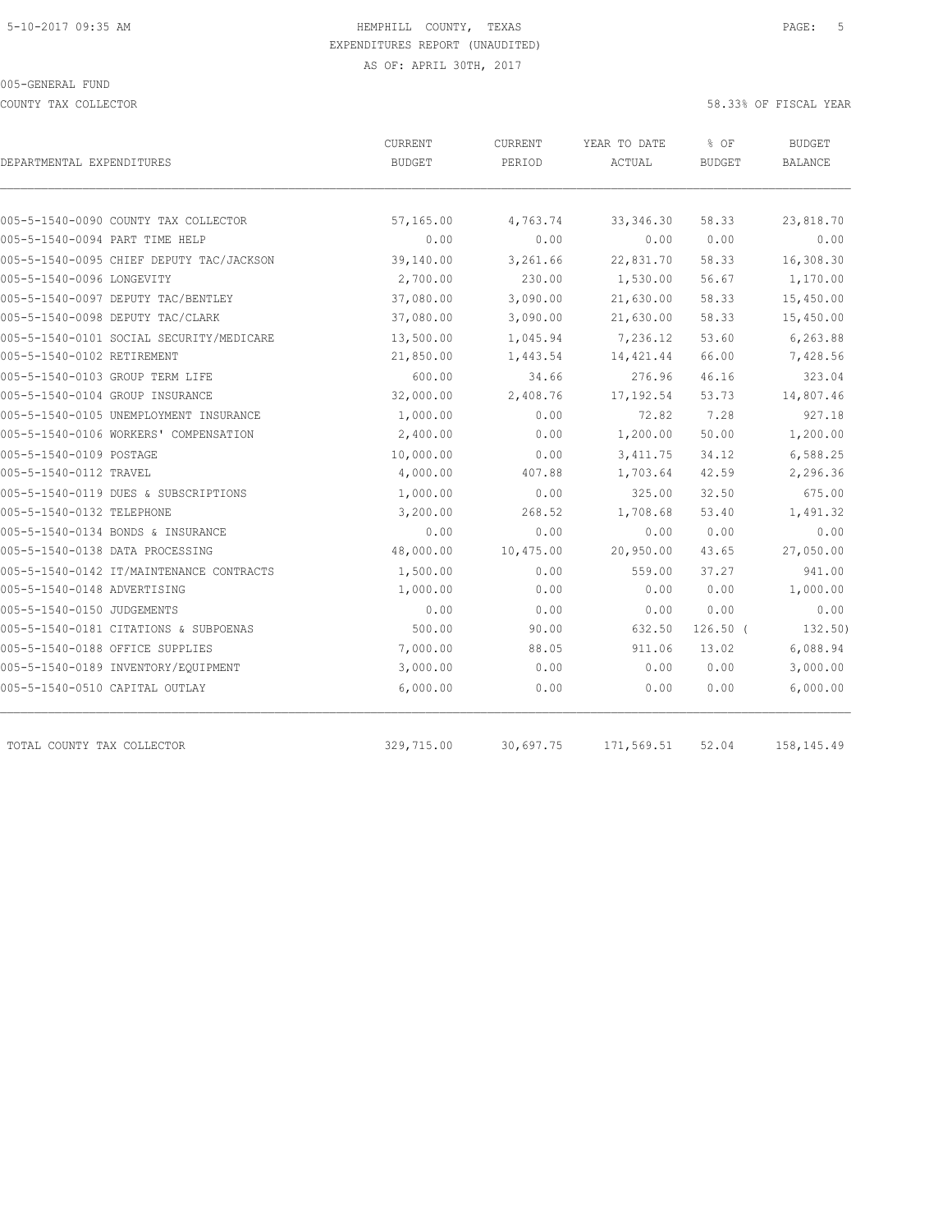HEMPHILL COUNTY, TEXAS
EXPENDITURES REPORT (UNAUDITED)
AS OF: APRIL 30TH, 2017

005-GENERAL FUND

COUNTY TAX COLLECTOR

58.33% OF FISCAL YEAR

| DEPARTMENTAL EXPENDITURES | CURRENT BUDGET | CURRENT PERIOD | YEAR TO DATE ACTUAL | % OF BUDGET | BUDGET BALANCE |
|---|---|---|---|---|---|
| 005-5-1540-0090 COUNTY TAX COLLECTOR | 57,165.00 | 4,763.74 | 33,346.30 | 58.33 | 23,818.70 |
| 005-5-1540-0094 PART TIME HELP | 0.00 | 0.00 | 0.00 | 0.00 | 0.00 |
| 005-5-1540-0095 CHIEF DEPUTY TAC/JACKSON | 39,140.00 | 3,261.66 | 22,831.70 | 58.33 | 16,308.30 |
| 005-5-1540-0096 LONGEVITY | 2,700.00 | 230.00 | 1,530.00 | 56.67 | 1,170.00 |
| 005-5-1540-0097 DEPUTY TAC/BENTLEY | 37,080.00 | 3,090.00 | 21,630.00 | 58.33 | 15,450.00 |
| 005-5-1540-0098 DEPUTY TAC/CLARK | 37,080.00 | 3,090.00 | 21,630.00 | 58.33 | 15,450.00 |
| 005-5-1540-0101 SOCIAL SECURITY/MEDICARE | 13,500.00 | 1,045.94 | 7,236.12 | 53.60 | 6,263.88 |
| 005-5-1540-0102 RETIREMENT | 21,850.00 | 1,443.54 | 14,421.44 | 66.00 | 7,428.56 |
| 005-5-1540-0103 GROUP TERM LIFE | 600.00 | 34.66 | 276.96 | 46.16 | 323.04 |
| 005-5-1540-0104 GROUP INSURANCE | 32,000.00 | 2,408.76 | 17,192.54 | 53.73 | 14,807.46 |
| 005-5-1540-0105 UNEMPLOYMENT INSURANCE | 1,000.00 | 0.00 | 72.82 | 7.28 | 927.18 |
| 005-5-1540-0106 WORKERS' COMPENSATION | 2,400.00 | 0.00 | 1,200.00 | 50.00 | 1,200.00 |
| 005-5-1540-0109 POSTAGE | 10,000.00 | 0.00 | 3,411.75 | 34.12 | 6,588.25 |
| 005-5-1540-0112 TRAVEL | 4,000.00 | 407.88 | 1,703.64 | 42.59 | 2,296.36 |
| 005-5-1540-0119 DUES & SUBSCRIPTIONS | 1,000.00 | 0.00 | 325.00 | 32.50 | 675.00 |
| 005-5-1540-0132 TELEPHONE | 3,200.00 | 268.52 | 1,708.68 | 53.40 | 1,491.32 |
| 005-5-1540-0134 BONDS & INSURANCE | 0.00 | 0.00 | 0.00 | 0.00 | 0.00 |
| 005-5-1540-0138 DATA PROCESSING | 48,000.00 | 10,475.00 | 20,950.00 | 43.65 | 27,050.00 |
| 005-5-1540-0142 IT/MAINTENANCE CONTRACTS | 1,500.00 | 0.00 | 559.00 | 37.27 | 941.00 |
| 005-5-1540-0148 ADVERTISING | 1,000.00 | 0.00 | 0.00 | 0.00 | 1,000.00 |
| 005-5-1540-0150 JUDGEMENTS | 0.00 | 0.00 | 0.00 | 0.00 | 0.00 |
| 005-5-1540-0181 CITATIONS & SUBPOENAS | 500.00 | 90.00 | 632.50 | 126.50 | ( 132.50) |
| 005-5-1540-0188 OFFICE SUPPLIES | 7,000.00 | 88.05 | 911.06 | 13.02 | 6,088.94 |
| 005-5-1540-0189 INVENTORY/EQUIPMENT | 3,000.00 | 0.00 | 0.00 | 0.00 | 3,000.00 |
| 005-5-1540-0510 CAPITAL OUTLAY | 6,000.00 | 0.00 | 0.00 | 0.00 | 6,000.00 |
| TOTAL COUNTY TAX COLLECTOR | 329,715.00 | 30,697.75 | 171,569.51 | 52.04 | 158,145.49 |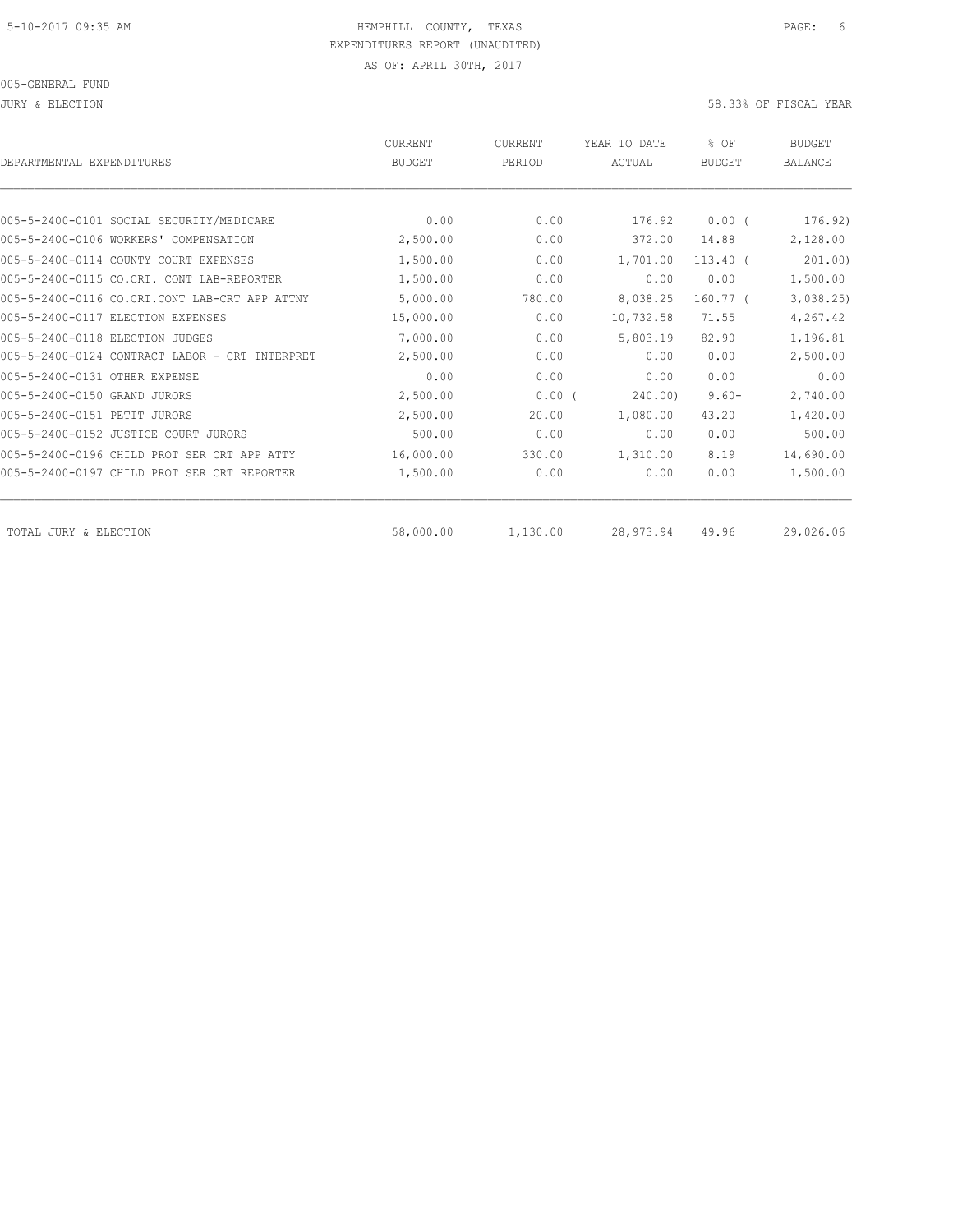HEMPHILL COUNTY, TEXAS
EXPENDITURES REPORT (UNAUDITED)
AS OF: APRIL 30TH, 2017

005-GENERAL FUND

JURY & ELECTION

58.33% OF FISCAL YEAR

| DEPARTMENTAL EXPENDITURES | CURRENT BUDGET | CURRENT PERIOD | YEAR TO DATE ACTUAL | % OF BUDGET | BUDGET BALANCE |
|---|---|---|---|---|---|
| 005-5-2400-0101 SOCIAL SECURITY/MEDICARE | 0.00 | 0.00 | 176.92 | 0.00 ( | 176.92) |
| 005-5-2400-0106 WORKERS' COMPENSATION | 2,500.00 | 0.00 | 372.00 | 14.88 | 2,128.00 |
| 005-5-2400-0114 COUNTY COURT EXPENSES | 1,500.00 | 0.00 | 1,701.00 | 113.40 ( | 201.00) |
| 005-5-2400-0115 CO.CRT. CONT LAB-REPORTER | 1,500.00 | 0.00 | 0.00 | 0.00 | 1,500.00 |
| 005-5-2400-0116 CO.CRT.CONT LAB-CRT APP ATTNY | 5,000.00 | 780.00 | 8,038.25 | 160.77 ( | 3,038.25) |
| 005-5-2400-0117 ELECTION EXPENSES | 15,000.00 | 0.00 | 10,732.58 | 71.55 | 4,267.42 |
| 005-5-2400-0118 ELECTION JUDGES | 7,000.00 | 0.00 | 5,803.19 | 82.90 | 1,196.81 |
| 005-5-2400-0124 CONTRACT LABOR - CRT INTERPRET | 2,500.00 | 0.00 | 0.00 | 0.00 | 2,500.00 |
| 005-5-2400-0131 OTHER EXPENSE | 0.00 | 0.00 | 0.00 | 0.00 | 0.00 |
| 005-5-2400-0150 GRAND JURORS | 2,500.00 | 0.00 ( | 240.00) | 9.60- | 2,740.00 |
| 005-5-2400-0151 PETIT JURORS | 2,500.00 | 20.00 | 1,080.00 | 43.20 | 1,420.00 |
| 005-5-2400-0152 JUSTICE COURT JURORS | 500.00 | 0.00 | 0.00 | 0.00 | 500.00 |
| 005-5-2400-0196 CHILD PROT SER CRT APP ATTY | 16,000.00 | 330.00 | 1,310.00 | 8.19 | 14,690.00 |
| 005-5-2400-0197 CHILD PROT SER CRT REPORTER | 1,500.00 | 0.00 | 0.00 | 0.00 | 1,500.00 |
| TOTAL JURY & ELECTION | 58,000.00 | 1,130.00 | 28,973.94 | 49.96 | 29,026.06 |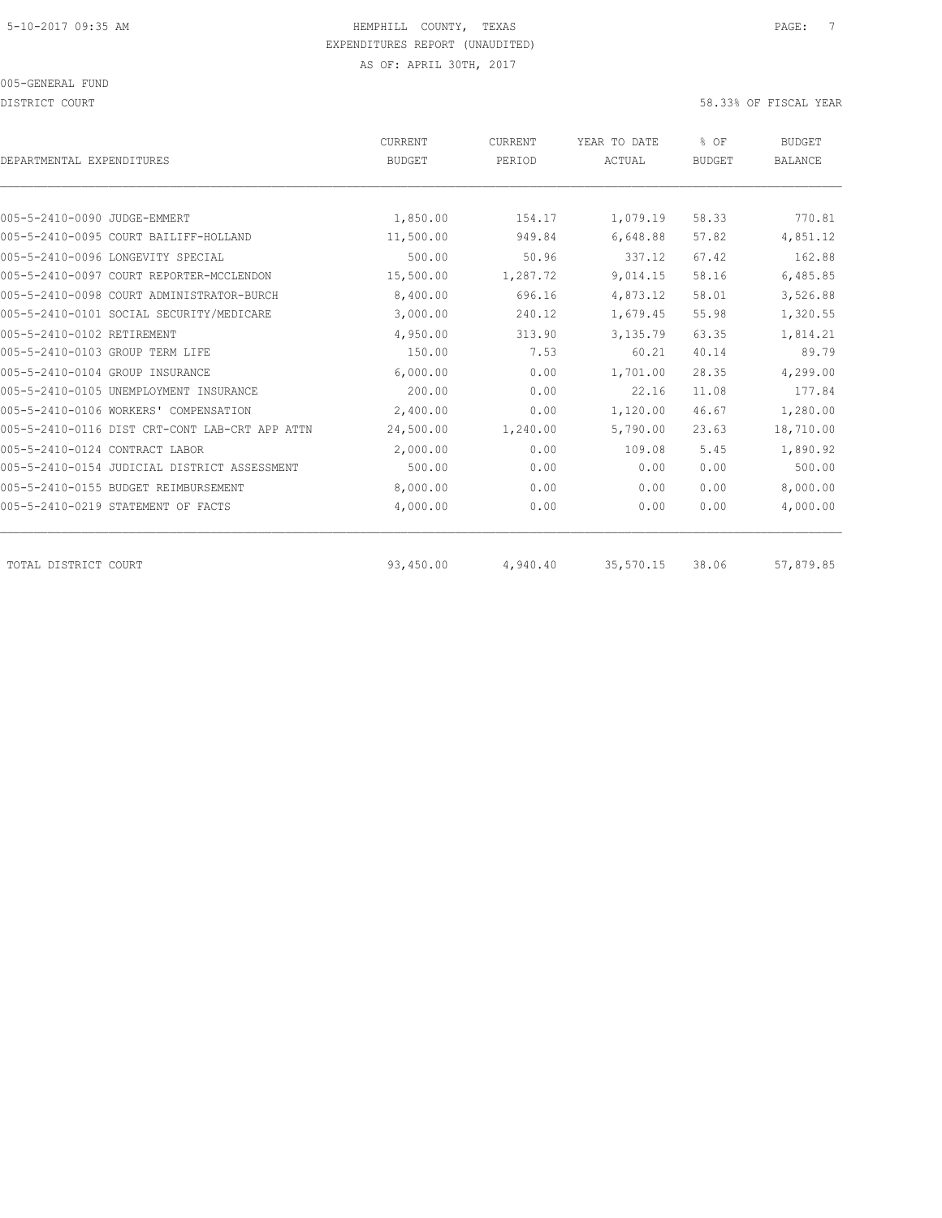HEMPHILL COUNTY, TEXAS
EXPENDITURES REPORT (UNAUDITED)
AS OF: APRIL 30TH, 2017

005-GENERAL FUND

DISTRICT COURT

58.33% OF FISCAL YEAR

| DEPARTMENTAL EXPENDITURES | CURRENT BUDGET | CURRENT PERIOD | YEAR TO DATE ACTUAL | % OF BUDGET | BUDGET BALANCE |
|---|---|---|---|---|---|
| 005-5-2410-0090 JUDGE-EMMERT | 1,850.00 | 154.17 | 1,079.19 | 58.33 | 770.81 |
| 005-5-2410-0095 COURT BAILIFF-HOLLAND | 11,500.00 | 949.84 | 6,648.88 | 57.82 | 4,851.12 |
| 005-5-2410-0096 LONGEVITY SPECIAL | 500.00 | 50.96 | 337.12 | 67.42 | 162.88 |
| 005-5-2410-0097 COURT REPORTER-MCCLENDON | 15,500.00 | 1,287.72 | 9,014.15 | 58.16 | 6,485.85 |
| 005-5-2410-0098 COURT ADMINISTRATOR-BURCH | 8,400.00 | 696.16 | 4,873.12 | 58.01 | 3,526.88 |
| 005-5-2410-0101 SOCIAL SECURITY/MEDICARE | 3,000.00 | 240.12 | 1,679.45 | 55.98 | 1,320.55 |
| 005-5-2410-0102 RETIREMENT | 4,950.00 | 313.90 | 3,135.79 | 63.35 | 1,814.21 |
| 005-5-2410-0103 GROUP TERM LIFE | 150.00 | 7.53 | 60.21 | 40.14 | 89.79 |
| 005-5-2410-0104 GROUP INSURANCE | 6,000.00 | 0.00 | 1,701.00 | 28.35 | 4,299.00 |
| 005-5-2410-0105 UNEMPLOYMENT INSURANCE | 200.00 | 0.00 | 22.16 | 11.08 | 177.84 |
| 005-5-2410-0106 WORKERS' COMPENSATION | 2,400.00 | 0.00 | 1,120.00 | 46.67 | 1,280.00 |
| 005-5-2410-0116 DIST CRT-CONT LAB-CRT APP ATTN | 24,500.00 | 1,240.00 | 5,790.00 | 23.63 | 18,710.00 |
| 005-5-2410-0124 CONTRACT LABOR | 2,000.00 | 0.00 | 109.08 | 5.45 | 1,890.92 |
| 005-5-2410-0154 JUDICIAL DISTRICT ASSESSMENT | 500.00 | 0.00 | 0.00 | 0.00 | 500.00 |
| 005-5-2410-0155 BUDGET REIMBURSEMENT | 8,000.00 | 0.00 | 0.00 | 0.00 | 8,000.00 |
| 005-5-2410-0219 STATEMENT OF FACTS | 4,000.00 | 0.00 | 0.00 | 0.00 | 4,000.00 |
| TOTAL DISTRICT COURT | 93,450.00 | 4,940.40 | 35,570.15 | 38.06 | 57,879.85 |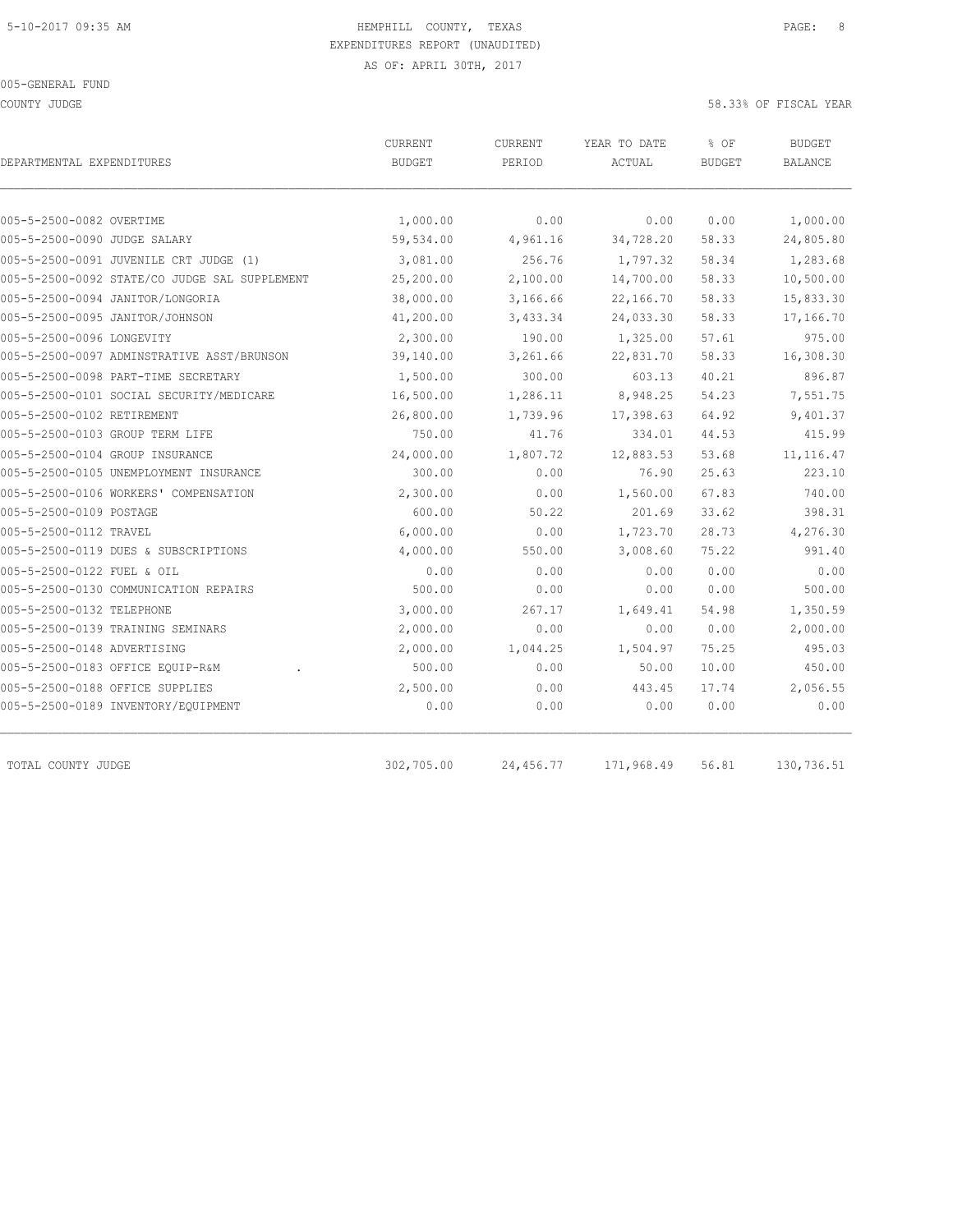HEMPHILL COUNTY, TEXAS
EXPENDITURES REPORT (UNAUDITED)
AS OF: APRIL 30TH, 2017

005-GENERAL FUND

COUNTY JUDGE

58.33% OF FISCAL YEAR

| DEPARTMENTAL EXPENDITURES | CURRENT BUDGET | CURRENT PERIOD | YEAR TO DATE ACTUAL | % OF BUDGET | BUDGET BALANCE |
|---|---|---|---|---|---|
| 005-5-2500-0082 OVERTIME | 1,000.00 | 0.00 | 0.00 | 0.00 | 1,000.00 |
| 005-5-2500-0090 JUDGE SALARY | 59,534.00 | 4,961.16 | 34,728.20 | 58.33 | 24,805.80 |
| 005-5-2500-0091 JUVENILE CRT JUDGE (1) | 3,081.00 | 256.76 | 1,797.32 | 58.34 | 1,283.68 |
| 005-5-2500-0092 STATE/CO JUDGE SAL SUPPLEMENT | 25,200.00 | 2,100.00 | 14,700.00 | 58.33 | 10,500.00 |
| 005-5-2500-0094 JANITOR/LONGORIA | 38,000.00 | 3,166.66 | 22,166.70 | 58.33 | 15,833.30 |
| 005-5-2500-0095 JANITOR/JOHNSON | 41,200.00 | 3,433.34 | 24,033.30 | 58.33 | 17,166.70 |
| 005-5-2500-0096 LONGEVITY | 2,300.00 | 190.00 | 1,325.00 | 57.61 | 975.00 |
| 005-5-2500-0097 ADMINSTRATIVE ASST/BRUNSON | 39,140.00 | 3,261.66 | 22,831.70 | 58.33 | 16,308.30 |
| 005-5-2500-0098 PART-TIME SECRETARY | 1,500.00 | 300.00 | 603.13 | 40.21 | 896.87 |
| 005-5-2500-0101 SOCIAL SECURITY/MEDICARE | 16,500.00 | 1,286.11 | 8,948.25 | 54.23 | 7,551.75 |
| 005-5-2500-0102 RETIREMENT | 26,800.00 | 1,739.96 | 17,398.63 | 64.92 | 9,401.37 |
| 005-5-2500-0103 GROUP TERM LIFE | 750.00 | 41.76 | 334.01 | 44.53 | 415.99 |
| 005-5-2500-0104 GROUP INSURANCE | 24,000.00 | 1,807.72 | 12,883.53 | 53.68 | 11,116.47 |
| 005-5-2500-0105 UNEMPLOYMENT INSURANCE | 300.00 | 0.00 | 76.90 | 25.63 | 223.10 |
| 005-5-2500-0106 WORKERS' COMPENSATION | 2,300.00 | 0.00 | 1,560.00 | 67.83 | 740.00 |
| 005-5-2500-0109 POSTAGE | 600.00 | 50.22 | 201.69 | 33.62 | 398.31 |
| 005-5-2500-0112 TRAVEL | 6,000.00 | 0.00 | 1,723.70 | 28.73 | 4,276.30 |
| 005-5-2500-0119 DUES & SUBSCRIPTIONS | 4,000.00 | 550.00 | 3,008.60 | 75.22 | 991.40 |
| 005-5-2500-0122 FUEL & OIL | 0.00 | 0.00 | 0.00 | 0.00 | 0.00 |
| 005-5-2500-0130 COMMUNICATION REPAIRS | 500.00 | 0.00 | 0.00 | 0.00 | 500.00 |
| 005-5-2500-0132 TELEPHONE | 3,000.00 | 267.17 | 1,649.41 | 54.98 | 1,350.59 |
| 005-5-2500-0139 TRAINING SEMINARS | 2,000.00 | 0.00 | 0.00 | 0.00 | 2,000.00 |
| 005-5-2500-0148 ADVERTISING | 2,000.00 | 1,044.25 | 1,504.97 | 75.25 | 495.03 |
| 005-5-2500-0183 OFFICE EQUIP-R&M . | 500.00 | 0.00 | 50.00 | 10.00 | 450.00 |
| 005-5-2500-0188 OFFICE SUPPLIES | 2,500.00 | 0.00 | 443.45 | 17.74 | 2,056.55 |
| 005-5-2500-0189 INVENTORY/EQUIPMENT | 0.00 | 0.00 | 0.00 | 0.00 | 0.00 |
| TOTAL COUNTY JUDGE | 302,705.00 | 24,456.77 | 171,968.49 | 56.81 | 130,736.51 |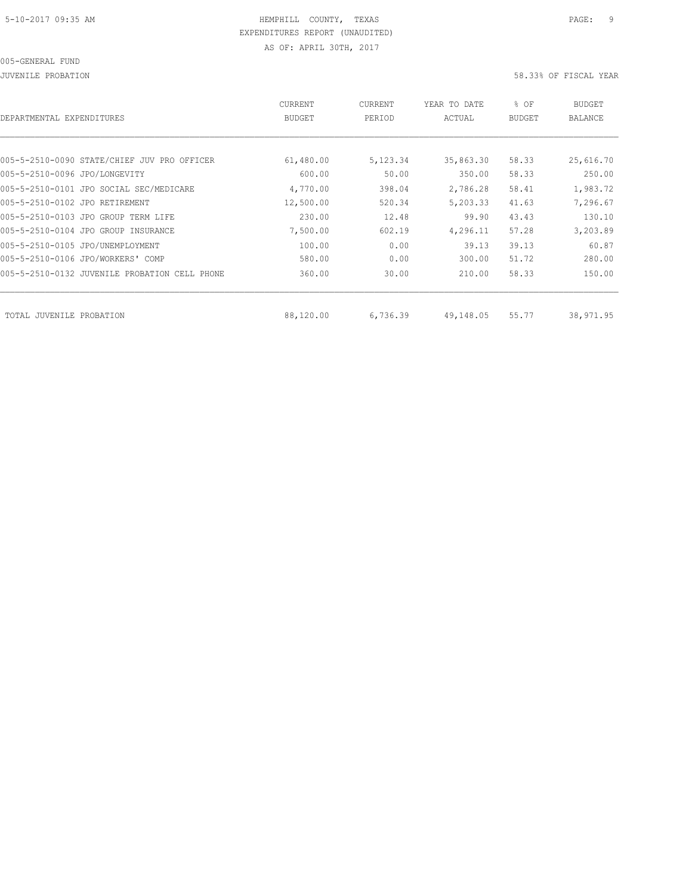HEMPHILL COUNTY, TEXAS
EXPENDITURES REPORT (UNAUDITED)
AS OF: APRIL 30TH, 2017

005-GENERAL FUND

JUVENILE PROBATION — 58.33% OF FISCAL YEAR

| DEPARTMENTAL EXPENDITURES | CURRENT BUDGET | CURRENT PERIOD | YEAR TO DATE ACTUAL | % OF BUDGET | BUDGET BALANCE |
|---|---|---|---|---|---|
| 005-5-2510-0090 STATE/CHIEF JUV PRO OFFICER | 61,480.00 | 5,123.34 | 35,863.30 | 58.33 | 25,616.70 |
| 005-5-2510-0096 JPO/LONGEVITY | 600.00 | 50.00 | 350.00 | 58.33 | 250.00 |
| 005-5-2510-0101 JPO SOCIAL SEC/MEDICARE | 4,770.00 | 398.04 | 2,786.28 | 58.41 | 1,983.72 |
| 005-5-2510-0102 JPO RETIREMENT | 12,500.00 | 520.34 | 5,203.33 | 41.63 | 7,296.67 |
| 005-5-2510-0103 JPO GROUP TERM LIFE | 230.00 | 12.48 | 99.90 | 43.43 | 130.10 |
| 005-5-2510-0104 JPO GROUP INSURANCE | 7,500.00 | 602.19 | 4,296.11 | 57.28 | 3,203.89 |
| 005-5-2510-0105 JPO/UNEMPLOYMENT | 100.00 | 0.00 | 39.13 | 39.13 | 60.87 |
| 005-5-2510-0106 JPO/WORKERS' COMP | 580.00 | 0.00 | 300.00 | 51.72 | 280.00 |
| 005-5-2510-0132 JUVENILE PROBATION CELL PHONE | 360.00 | 30.00 | 210.00 | 58.33 | 150.00 |
| TOTAL JUVENILE PROBATION | 88,120.00 | 6,736.39 | 49,148.05 | 55.77 | 38,971.95 |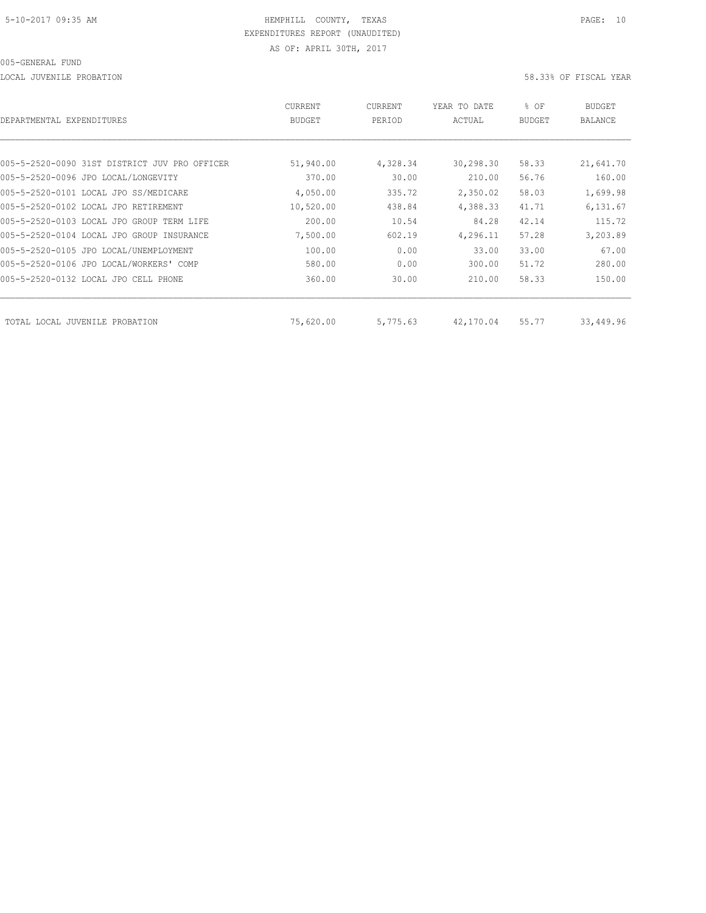HEMPHILL COUNTY, TEXAS
EXPENDITURES REPORT (UNAUDITED)
AS OF: APRIL 30TH, 2017

005-GENERAL FUND

LOCAL JUVENILE PROBATION

58.33% OF FISCAL YEAR

| DEPARTMENTAL EXPENDITURES | CURRENT BUDGET | CURRENT PERIOD | YEAR TO DATE ACTUAL | % OF BUDGET | BUDGET BALANCE |
|---|---|---|---|---|---|
| 005-5-2520-0090 31ST DISTRICT JUV PRO OFFICER | 51,940.00 | 4,328.34 | 30,298.30 | 58.33 | 21,641.70 |
| 005-5-2520-0096 JPO LOCAL/LONGEVITY | 370.00 | 30.00 | 210.00 | 56.76 | 160.00 |
| 005-5-2520-0101 LOCAL JPO SS/MEDICARE | 4,050.00 | 335.72 | 2,350.02 | 58.03 | 1,699.98 |
| 005-5-2520-0102 LOCAL JPO RETIREMENT | 10,520.00 | 438.84 | 4,388.33 | 41.71 | 6,131.67 |
| 005-5-2520-0103 LOCAL JPO GROUP TERM LIFE | 200.00 | 10.54 | 84.28 | 42.14 | 115.72 |
| 005-5-2520-0104 LOCAL JPO GROUP INSURANCE | 7,500.00 | 602.19 | 4,296.11 | 57.28 | 3,203.89 |
| 005-5-2520-0105 JPO LOCAL/UNEMPLOYMENT | 100.00 | 0.00 | 33.00 | 33.00 | 67.00 |
| 005-5-2520-0106 JPO LOCAL/WORKERS' COMP | 580.00 | 0.00 | 300.00 | 51.72 | 280.00 |
| 005-5-2520-0132 LOCAL JPO CELL PHONE | 360.00 | 30.00 | 210.00 | 58.33 | 150.00 |
| TOTAL LOCAL JUVENILE PROBATION | 75,620.00 | 5,775.63 | 42,170.04 | 55.77 | 33,449.96 |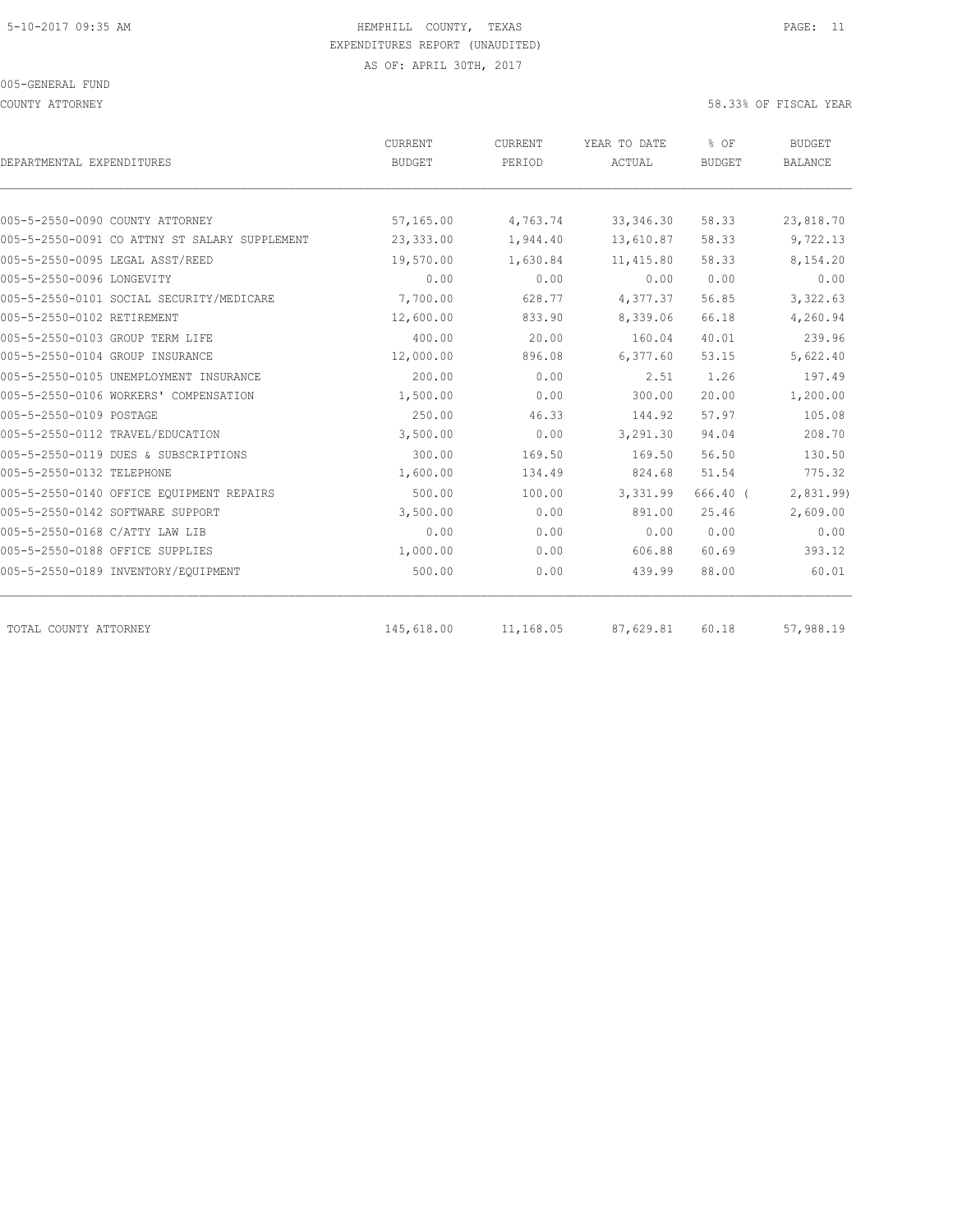5-10-2017 09:35 AM

HEMPHILL COUNTY, TEXAS
EXPENDITURES REPORT (UNAUDITED)
AS OF: APRIL 30TH, 2017

005-GENERAL FUND

COUNTY ATTORNEY

58.33% OF FISCAL YEAR

| DEPARTMENTAL EXPENDITURES | CURRENT BUDGET | CURRENT PERIOD | YEAR TO DATE ACTUAL | % OF BUDGET | BUDGET BALANCE |
|---|---|---|---|---|---|
| 005-5-2550-0090 COUNTY ATTORNEY | 57,165.00 | 4,763.74 | 33,346.30 | 58.33 | 23,818.70 |
| 005-5-2550-0091 CO ATTNY ST SALARY SUPPLEMENT | 23,333.00 | 1,944.40 | 13,610.87 | 58.33 | 9,722.13 |
| 005-5-2550-0095 LEGAL ASST/REED | 19,570.00 | 1,630.84 | 11,415.80 | 58.33 | 8,154.20 |
| 005-5-2550-0096 LONGEVITY | 0.00 | 0.00 | 0.00 | 0.00 | 0.00 |
| 005-5-2550-0101 SOCIAL SECURITY/MEDICARE | 7,700.00 | 628.77 | 4,377.37 | 56.85 | 3,322.63 |
| 005-5-2550-0102 RETIREMENT | 12,600.00 | 833.90 | 8,339.06 | 66.18 | 4,260.94 |
| 005-5-2550-0103 GROUP TERM LIFE | 400.00 | 20.00 | 160.04 | 40.01 | 239.96 |
| 005-5-2550-0104 GROUP INSURANCE | 12,000.00 | 896.08 | 6,377.60 | 53.15 | 5,622.40 |
| 005-5-2550-0105 UNEMPLOYMENT INSURANCE | 200.00 | 0.00 | 2.51 | 1.26 | 197.49 |
| 005-5-2550-0106 WORKERS' COMPENSATION | 1,500.00 | 0.00 | 300.00 | 20.00 | 1,200.00 |
| 005-5-2550-0109 POSTAGE | 250.00 | 46.33 | 144.92 | 57.97 | 105.08 |
| 005-5-2550-0112 TRAVEL/EDUCATION | 3,500.00 | 0.00 | 3,291.30 | 94.04 | 208.70 |
| 005-5-2550-0119 DUES & SUBSCRIPTIONS | 300.00 | 169.50 | 169.50 | 56.50 | 130.50 |
| 005-5-2550-0132 TELEPHONE | 1,600.00 | 134.49 | 824.68 | 51.54 | 775.32 |
| 005-5-2550-0140 OFFICE EQUIPMENT REPAIRS | 500.00 | 100.00 | 3,331.99 | 666.40 | ( 2,831.99) |
| 005-5-2550-0142 SOFTWARE SUPPORT | 3,500.00 | 0.00 | 891.00 | 25.46 | 2,609.00 |
| 005-5-2550-0168 C/ATTY LAW LIB | 0.00 | 0.00 | 0.00 | 0.00 | 0.00 |
| 005-5-2550-0188 OFFICE SUPPLIES | 1,000.00 | 0.00 | 606.88 | 60.69 | 393.12 |
| 005-5-2550-0189 INVENTORY/EQUIPMENT | 500.00 | 0.00 | 439.99 | 88.00 | 60.01 |
| TOTAL COUNTY ATTORNEY | 145,618.00 | 11,168.05 | 87,629.81 | 60.18 | 57,988.19 |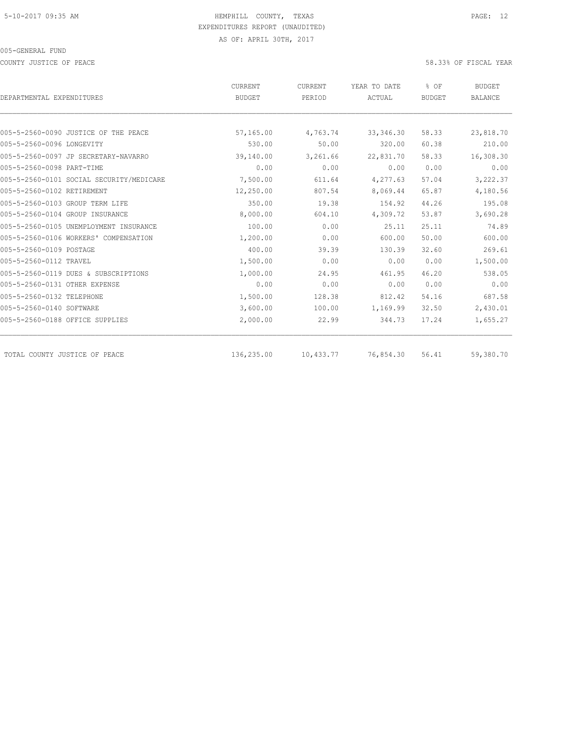HEMPHILL COUNTY, TEXAS
EXPENDITURES REPORT (UNAUDITED)
AS OF: APRIL 30TH, 2017

005-GENERAL FUND

COUNTY JUSTICE OF PEACE — 58.33% OF FISCAL YEAR

| DEPARTMENTAL EXPENDITURES | CURRENT BUDGET | CURRENT PERIOD | YEAR TO DATE ACTUAL | % OF BUDGET | BUDGET BALANCE |
|---|---|---|---|---|---|
| 005-5-2560-0090 JUSTICE OF THE PEACE | 57,165.00 | 4,763.74 | 33,346.30 | 58.33 | 23,818.70 |
| 005-5-2560-0096 LONGEVITY | 530.00 | 50.00 | 320.00 | 60.38 | 210.00 |
| 005-5-2560-0097 JP SECRETARY-NAVARRO | 39,140.00 | 3,261.66 | 22,831.70 | 58.33 | 16,308.30 |
| 005-5-2560-0098 PART-TIME | 0.00 | 0.00 | 0.00 | 0.00 | 0.00 |
| 005-5-2560-0101 SOCIAL SECURITY/MEDICARE | 7,500.00 | 611.64 | 4,277.63 | 57.04 | 3,222.37 |
| 005-5-2560-0102 RETIREMENT | 12,250.00 | 807.54 | 8,069.44 | 65.87 | 4,180.56 |
| 005-5-2560-0103 GROUP TERM LIFE | 350.00 | 19.38 | 154.92 | 44.26 | 195.08 |
| 005-5-2560-0104 GROUP INSURANCE | 8,000.00 | 604.10 | 4,309.72 | 53.87 | 3,690.28 |
| 005-5-2560-0105 UNEMPLOYMENT INSURANCE | 100.00 | 0.00 | 25.11 | 25.11 | 74.89 |
| 005-5-2560-0106 WORKERS' COMPENSATION | 1,200.00 | 0.00 | 600.00 | 50.00 | 600.00 |
| 005-5-2560-0109 POSTAGE | 400.00 | 39.39 | 130.39 | 32.60 | 269.61 |
| 005-5-2560-0112 TRAVEL | 1,500.00 | 0.00 | 0.00 | 0.00 | 1,500.00 |
| 005-5-2560-0119 DUES & SUBSCRIPTIONS | 1,000.00 | 24.95 | 461.95 | 46.20 | 538.05 |
| 005-5-2560-0131 OTHER EXPENSE | 0.00 | 0.00 | 0.00 | 0.00 | 0.00 |
| 005-5-2560-0132 TELEPHONE | 1,500.00 | 128.38 | 812.42 | 54.16 | 687.58 |
| 005-5-2560-0140 SOFTWARE | 3,600.00 | 100.00 | 1,169.99 | 32.50 | 2,430.01 |
| 005-5-2560-0188 OFFICE SUPPLIES | 2,000.00 | 22.99 | 344.73 | 17.24 | 1,655.27 |
| TOTAL COUNTY JUSTICE OF PEACE | 136,235.00 | 10,433.77 | 76,854.30 | 56.41 | 59,380.70 |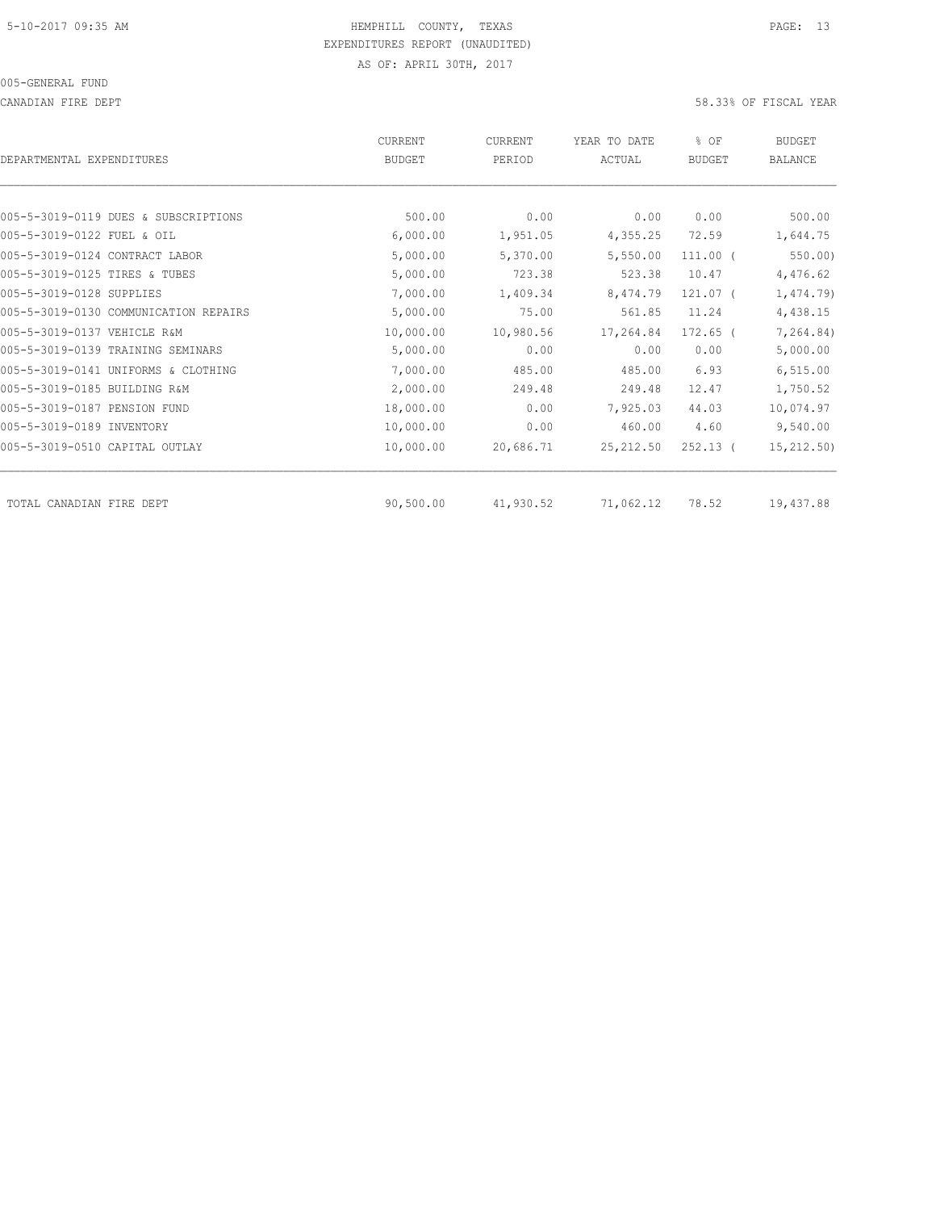HEMPHILL COUNTY, TEXAS
EXPENDITURES REPORT (UNAUDITED)
AS OF: APRIL 30TH, 2017

005-GENERAL FUND

CANADIAN FIRE DEPT

58.33% OF FISCAL YEAR

| DEPARTMENTAL EXPENDITURES | CURRENT BUDGET | CURRENT PERIOD | YEAR TO DATE ACTUAL | % OF BUDGET | BUDGET BALANCE |
|---|---|---|---|---|---|
| 005-5-3019-0119 DUES & SUBSCRIPTIONS | 500.00 | 0.00 | 0.00 | 0.00 | 500.00 |
| 005-5-3019-0122 FUEL & OIL | 6,000.00 | 1,951.05 | 4,355.25 | 72.59 | 1,644.75 |
| 005-5-3019-0124 CONTRACT LABOR | 5,000.00 | 5,370.00 | 5,550.00 | 111.00 ( | 550.00) |
| 005-5-3019-0125 TIRES & TUBES | 5,000.00 | 723.38 | 523.38 | 10.47 | 4,476.62 |
| 005-5-3019-0128 SUPPLIES | 7,000.00 | 1,409.34 | 8,474.79 | 121.07 ( | 1,474.79) |
| 005-5-3019-0130 COMMUNICATION REPAIRS | 5,000.00 | 75.00 | 561.85 | 11.24 | 4,438.15 |
| 005-5-3019-0137 VEHICLE R&M | 10,000.00 | 10,980.56 | 17,264.84 | 172.65 ( | 7,264.84) |
| 005-5-3019-0139 TRAINING SEMINARS | 5,000.00 | 0.00 | 0.00 | 0.00 | 5,000.00 |
| 005-5-3019-0141 UNIFORMS & CLOTHING | 7,000.00 | 485.00 | 485.00 | 6.93 | 6,515.00 |
| 005-5-3019-0185 BUILDING R&M | 2,000.00 | 249.48 | 249.48 | 12.47 | 1,750.52 |
| 005-5-3019-0187 PENSION FUND | 18,000.00 | 0.00 | 7,925.03 | 44.03 | 10,074.97 |
| 005-5-3019-0189 INVENTORY | 10,000.00 | 0.00 | 460.00 | 4.60 | 9,540.00 |
| 005-5-3019-0510 CAPITAL OUTLAY | 10,000.00 | 20,686.71 | 25,212.50 | 252.13 ( | 15,212.50) |
| TOTAL CANADIAN FIRE DEPT | 90,500.00 | 41,930.52 | 71,062.12 | 78.52 | 19,437.88 |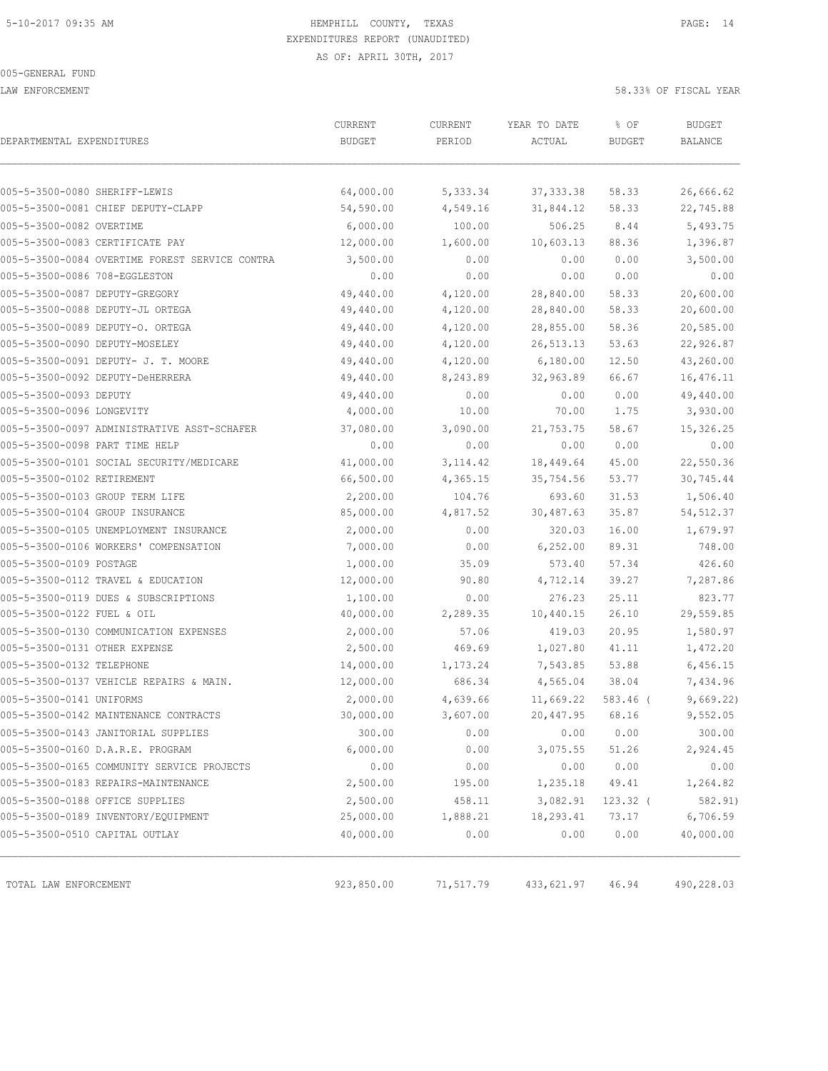5-10-2017 09:35 AM HEMPHILL COUNTY, TEXAS

EXPENDITURES REPORT (UNAUDITED)

AS OF: APRIL 30TH, 2017

005-GENERAL FUND

LAW ENFORCEMENT 58.33% OF FISCAL YEAR

| DEPARTMENTAL EXPENDITURES | CURRENT BUDGET | CURRENT PERIOD | YEAR TO DATE ACTUAL | % OF BUDGET | BUDGET BALANCE |
|---|---|---|---|---|---|
| 005-5-3500-0080 SHERIFF-LEWIS | 64,000.00 | 5,333.34 | 37,333.38 | 58.33 | 26,666.62 |
| 005-5-3500-0081 CHIEF DEPUTY-CLAPP | 54,590.00 | 4,549.16 | 31,844.12 | 58.33 | 22,745.88 |
| 005-5-3500-0082 OVERTIME | 6,000.00 | 100.00 | 506.25 | 8.44 | 5,493.75 |
| 005-5-3500-0083 CERTIFICATE PAY | 12,000.00 | 1,600.00 | 10,603.13 | 88.36 | 1,396.87 |
| 005-5-3500-0084 OVERTIME FOREST SERVICE CONTRA | 3,500.00 | 0.00 | 0.00 | 0.00 | 3,500.00 |
| 005-5-3500-0086 708-EGGLESTON | 0.00 | 0.00 | 0.00 | 0.00 | 0.00 |
| 005-5-3500-0087 DEPUTY-GREGORY | 49,440.00 | 4,120.00 | 28,840.00 | 58.33 | 20,600.00 |
| 005-5-3500-0088 DEPUTY-JL ORTEGA | 49,440.00 | 4,120.00 | 28,840.00 | 58.33 | 20,600.00 |
| 005-5-3500-0089 DEPUTY-O. ORTEGA | 49,440.00 | 4,120.00 | 28,855.00 | 58.36 | 20,585.00 |
| 005-5-3500-0090 DEPUTY-MOSELEY | 49,440.00 | 4,120.00 | 26,513.13 | 53.63 | 22,926.87 |
| 005-5-3500-0091 DEPUTY- J. T. MOORE | 49,440.00 | 4,120.00 | 6,180.00 | 12.50 | 43,260.00 |
| 005-5-3500-0092 DEPUTY-DeHERRERA | 49,440.00 | 8,243.89 | 32,963.89 | 66.67 | 16,476.11 |
| 005-5-3500-0093 DEPUTY | 49,440.00 | 0.00 | 0.00 | 0.00 | 49,440.00 |
| 005-5-3500-0096 LONGEVITY | 4,000.00 | 10.00 | 70.00 | 1.75 | 3,930.00 |
| 005-5-3500-0097 ADMINISTRATIVE ASST-SCHAFER | 37,080.00 | 3,090.00 | 21,753.75 | 58.67 | 15,326.25 |
| 005-5-3500-0098 PART TIME HELP | 0.00 | 0.00 | 0.00 | 0.00 | 0.00 |
| 005-5-3500-0101 SOCIAL SECURITY/MEDICARE | 41,000.00 | 3,114.42 | 18,449.64 | 45.00 | 22,550.36 |
| 005-5-3500-0102 RETIREMENT | 66,500.00 | 4,365.15 | 35,754.56 | 53.77 | 30,745.44 |
| 005-5-3500-0103 GROUP TERM LIFE | 2,200.00 | 104.76 | 693.60 | 31.53 | 1,506.40 |
| 005-5-3500-0104 GROUP INSURANCE | 85,000.00 | 4,817.52 | 30,487.63 | 35.87 | 54,512.37 |
| 005-5-3500-0105 UNEMPLOYMENT INSURANCE | 2,000.00 | 0.00 | 320.03 | 16.00 | 1,679.97 |
| 005-5-3500-0106 WORKERS' COMPENSATION | 7,000.00 | 0.00 | 6,252.00 | 89.31 | 748.00 |
| 005-5-3500-0109 POSTAGE | 1,000.00 | 35.09 | 573.40 | 57.34 | 426.60 |
| 005-5-3500-0112 TRAVEL & EDUCATION | 12,000.00 | 90.80 | 4,712.14 | 39.27 | 7,287.86 |
| 005-5-3500-0119 DUES & SUBSCRIPTIONS | 1,100.00 | 0.00 | 276.23 | 25.11 | 823.77 |
| 005-5-3500-0122 FUEL & OIL | 40,000.00 | 2,289.35 | 10,440.15 | 26.10 | 29,559.85 |
| 005-5-3500-0130 COMMUNICATION EXPENSES | 2,000.00 | 57.06 | 419.03 | 20.95 | 1,580.97 |
| 005-5-3500-0131 OTHER EXPENSE | 2,500.00 | 469.69 | 1,027.80 | 41.11 | 1,472.20 |
| 005-5-3500-0132 TELEPHONE | 14,000.00 | 1,173.24 | 7,543.85 | 53.88 | 6,456.15 |
| 005-5-3500-0137 VEHICLE REPAIRS & MAIN. | 12,000.00 | 686.34 | 4,565.04 | 38.04 | 7,434.96 |
| 005-5-3500-0141 UNIFORMS | 2,000.00 | 4,639.66 | 11,669.22 | 583.46 ( | 9,669.22) |
| 005-5-3500-0142 MAINTENANCE CONTRACTS | 30,000.00 | 3,607.00 | 20,447.95 | 68.16 | 9,552.05 |
| 005-5-3500-0143 JANITORIAL SUPPLIES | 300.00 | 0.00 | 0.00 | 0.00 | 300.00 |
| 005-5-3500-0160 D.A.R.E. PROGRAM | 6,000.00 | 0.00 | 3,075.55 | 51.26 | 2,924.45 |
| 005-5-3500-0165 COMMUNITY SERVICE PROJECTS | 0.00 | 0.00 | 0.00 | 0.00 | 0.00 |
| 005-5-3500-0183 REPAIRS-MAINTENANCE | 2,500.00 | 195.00 | 1,235.18 | 49.41 | 1,264.82 |
| 005-5-3500-0188 OFFICE SUPPLIES | 2,500.00 | 458.11 | 3,082.91 | 123.32 ( | 582.91) |
| 005-5-3500-0189 INVENTORY/EQUIPMENT | 25,000.00 | 1,888.21 | 18,293.41 | 73.17 | 6,706.59 |
| 005-5-3500-0510 CAPITAL OUTLAY | 40,000.00 | 0.00 | 0.00 | 0.00 | 40,000.00 |
| TOTAL LAW ENFORCEMENT | 923,850.00 | 71,517.79 | 433,621.97 | 46.94 | 490,228.03 |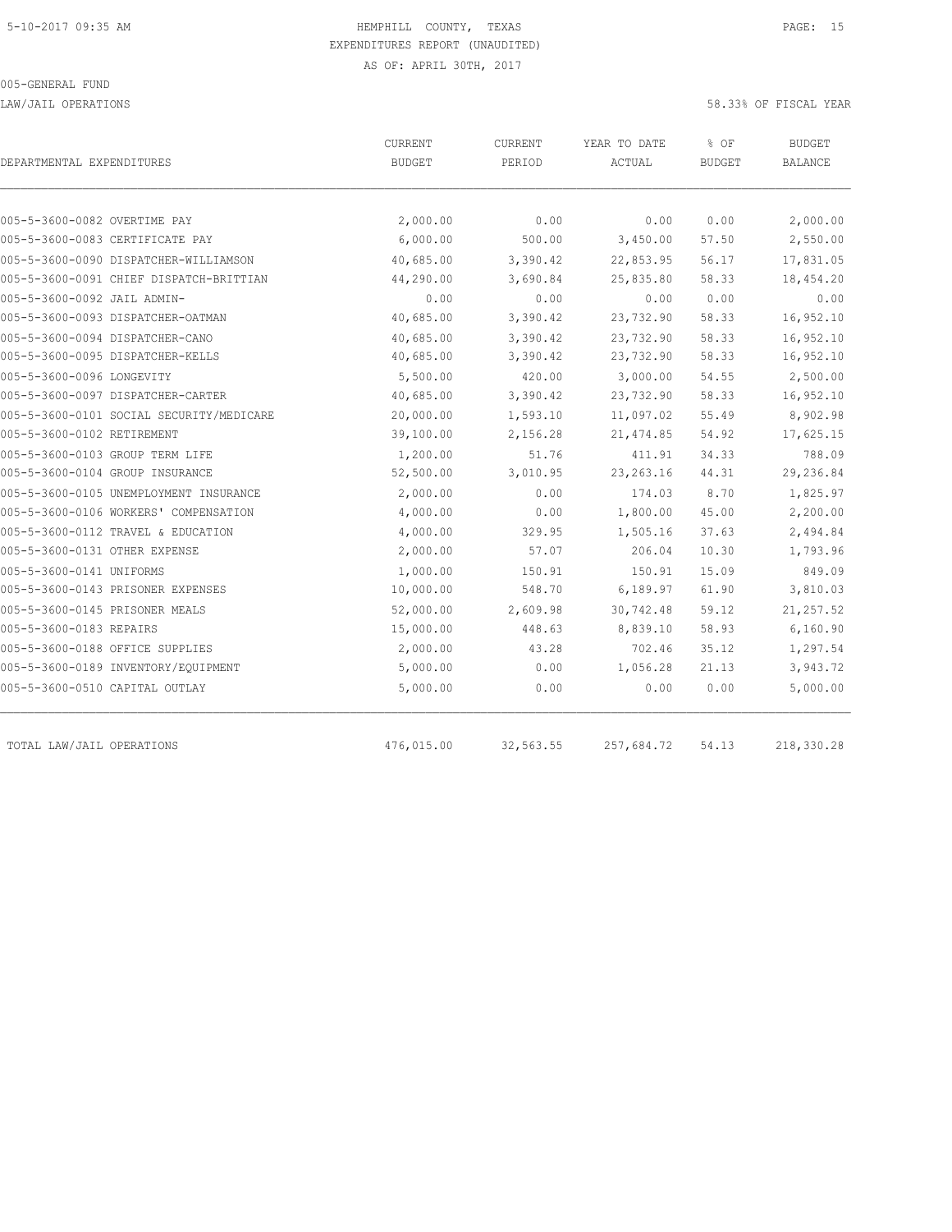5-10-2017 09:35 AM

HEMPHILL COUNTY, TEXAS
EXPENDITURES REPORT (UNAUDITED)
AS OF: APRIL 30TH, 2017

005-GENERAL FUND

LAW/JAIL OPERATIONS

58.33% OF FISCAL YEAR

| DEPARTMENTAL EXPENDITURES | CURRENT BUDGET | CURRENT PERIOD | YEAR TO DATE ACTUAL | % OF BUDGET | BUDGET BALANCE |
|---|---|---|---|---|---|
| 005-5-3600-0082 OVERTIME PAY | 2,000.00 | 0.00 | 0.00 | 0.00 | 2,000.00 |
| 005-5-3600-0083 CERTIFICATE PAY | 6,000.00 | 500.00 | 3,450.00 | 57.50 | 2,550.00 |
| 005-5-3600-0090 DISPATCHER-WILLIAMSON | 40,685.00 | 3,390.42 | 22,853.95 | 56.17 | 17,831.05 |
| 005-5-3600-0091 CHIEF DISPATCH-BRITTIAN | 44,290.00 | 3,690.84 | 25,835.80 | 58.33 | 18,454.20 |
| 005-5-3600-0092 JAIL ADMIN- | 0.00 | 0.00 | 0.00 | 0.00 | 0.00 |
| 005-5-3600-0093 DISPATCHER-OATMAN | 40,685.00 | 3,390.42 | 23,732.90 | 58.33 | 16,952.10 |
| 005-5-3600-0094 DISPATCHER-CANO | 40,685.00 | 3,390.42 | 23,732.90 | 58.33 | 16,952.10 |
| 005-5-3600-0095 DISPATCHER-KELLS | 40,685.00 | 3,390.42 | 23,732.90 | 58.33 | 16,952.10 |
| 005-5-3600-0096 LONGEVITY | 5,500.00 | 420.00 | 3,000.00 | 54.55 | 2,500.00 |
| 005-5-3600-0097 DISPATCHER-CARTER | 40,685.00 | 3,390.42 | 23,732.90 | 58.33 | 16,952.10 |
| 005-5-3600-0101 SOCIAL SECURITY/MEDICARE | 20,000.00 | 1,593.10 | 11,097.02 | 55.49 | 8,902.98 |
| 005-5-3600-0102 RETIREMENT | 39,100.00 | 2,156.28 | 21,474.85 | 54.92 | 17,625.15 |
| 005-5-3600-0103 GROUP TERM LIFE | 1,200.00 | 51.76 | 411.91 | 34.33 | 788.09 |
| 005-5-3600-0104 GROUP INSURANCE | 52,500.00 | 3,010.95 | 23,263.16 | 44.31 | 29,236.84 |
| 005-5-3600-0105 UNEMPLOYMENT INSURANCE | 2,000.00 | 0.00 | 174.03 | 8.70 | 1,825.97 |
| 005-5-3600-0106 WORKERS' COMPENSATION | 4,000.00 | 0.00 | 1,800.00 | 45.00 | 2,200.00 |
| 005-5-3600-0112 TRAVEL & EDUCATION | 4,000.00 | 329.95 | 1,505.16 | 37.63 | 2,494.84 |
| 005-5-3600-0131 OTHER EXPENSE | 2,000.00 | 57.07 | 206.04 | 10.30 | 1,793.96 |
| 005-5-3600-0141 UNIFORMS | 1,000.00 | 150.91 | 150.91 | 15.09 | 849.09 |
| 005-5-3600-0143 PRISONER EXPENSES | 10,000.00 | 548.70 | 6,189.97 | 61.90 | 3,810.03 |
| 005-5-3600-0145 PRISONER MEALS | 52,000.00 | 2,609.98 | 30,742.48 | 59.12 | 21,257.52 |
| 005-5-3600-0183 REPAIRS | 15,000.00 | 448.63 | 8,839.10 | 58.93 | 6,160.90 |
| 005-5-3600-0188 OFFICE SUPPLIES | 2,000.00 | 43.28 | 702.46 | 35.12 | 1,297.54 |
| 005-5-3600-0189 INVENTORY/EQUIPMENT | 5,000.00 | 0.00 | 1,056.28 | 21.13 | 3,943.72 |
| 005-5-3600-0510 CAPITAL OUTLAY | 5,000.00 | 0.00 | 0.00 | 0.00 | 5,000.00 |
| TOTAL LAW/JAIL OPERATIONS | 476,015.00 | 32,563.55 | 257,684.72 | 54.13 | 218,330.28 |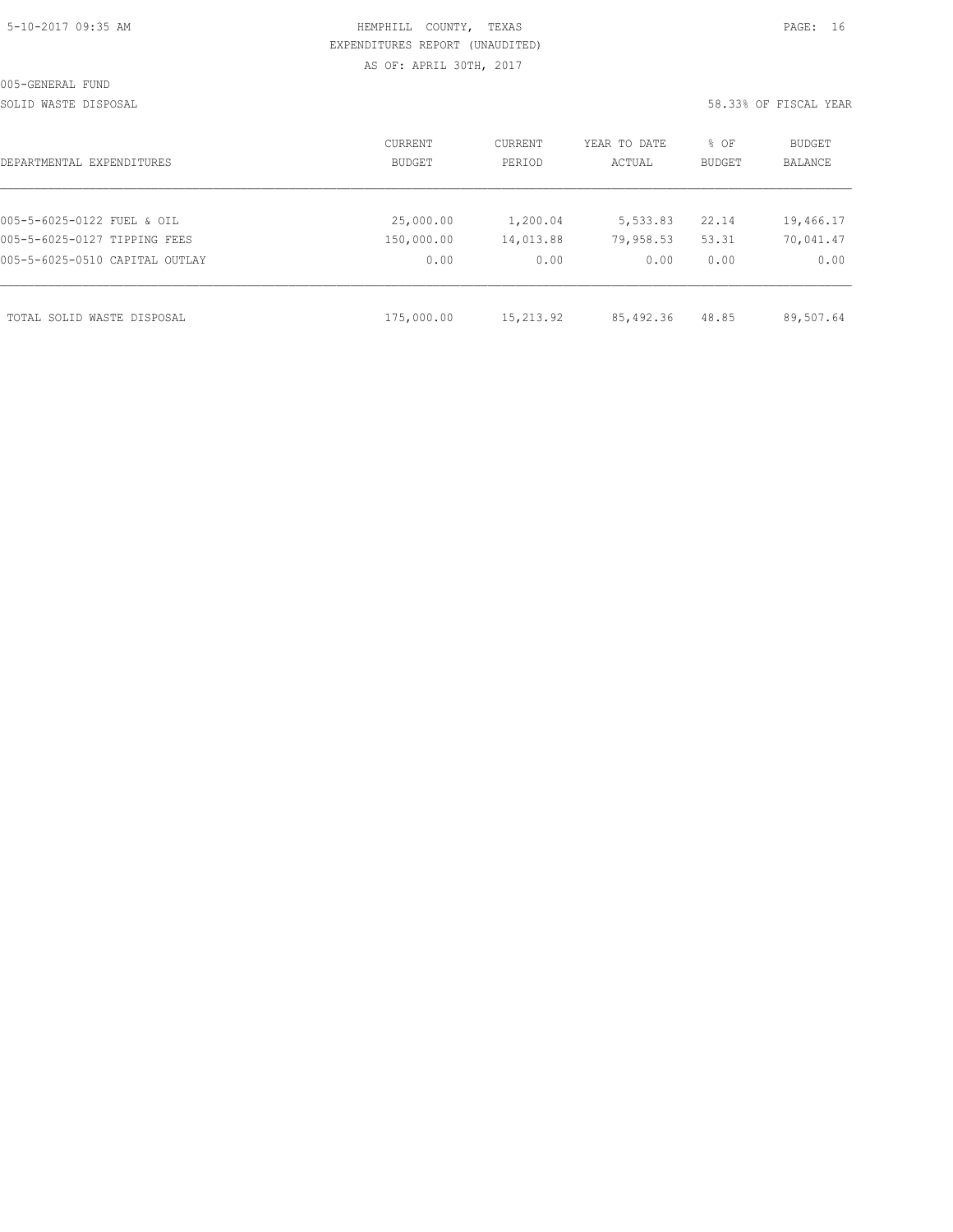HEMPHILL COUNTY, TEXAS
EXPENDITURES REPORT (UNAUDITED)
AS OF: APRIL 30TH, 2017

005-GENERAL FUND
SOLID WASTE DISPOSAL

58.33% OF FISCAL YEAR

| DEPARTMENTAL EXPENDITURES | CURRENT BUDGET | CURRENT PERIOD | YEAR TO DATE ACTUAL | % OF BUDGET | BUDGET BALANCE |
|---|---|---|---|---|---|
| 005-5-6025-0122 FUEL & OIL | 25,000.00 | 1,200.04 | 5,533.83 | 22.14 | 19,466.17 |
| 005-5-6025-0127 TIPPING FEES | 150,000.00 | 14,013.88 | 79,958.53 | 53.31 | 70,041.47 |
| 005-5-6025-0510 CAPITAL OUTLAY | 0.00 | 0.00 | 0.00 | 0.00 | 0.00 |
| TOTAL SOLID WASTE DISPOSAL | 175,000.00 | 15,213.92 | 85,492.36 | 48.85 | 89,507.64 |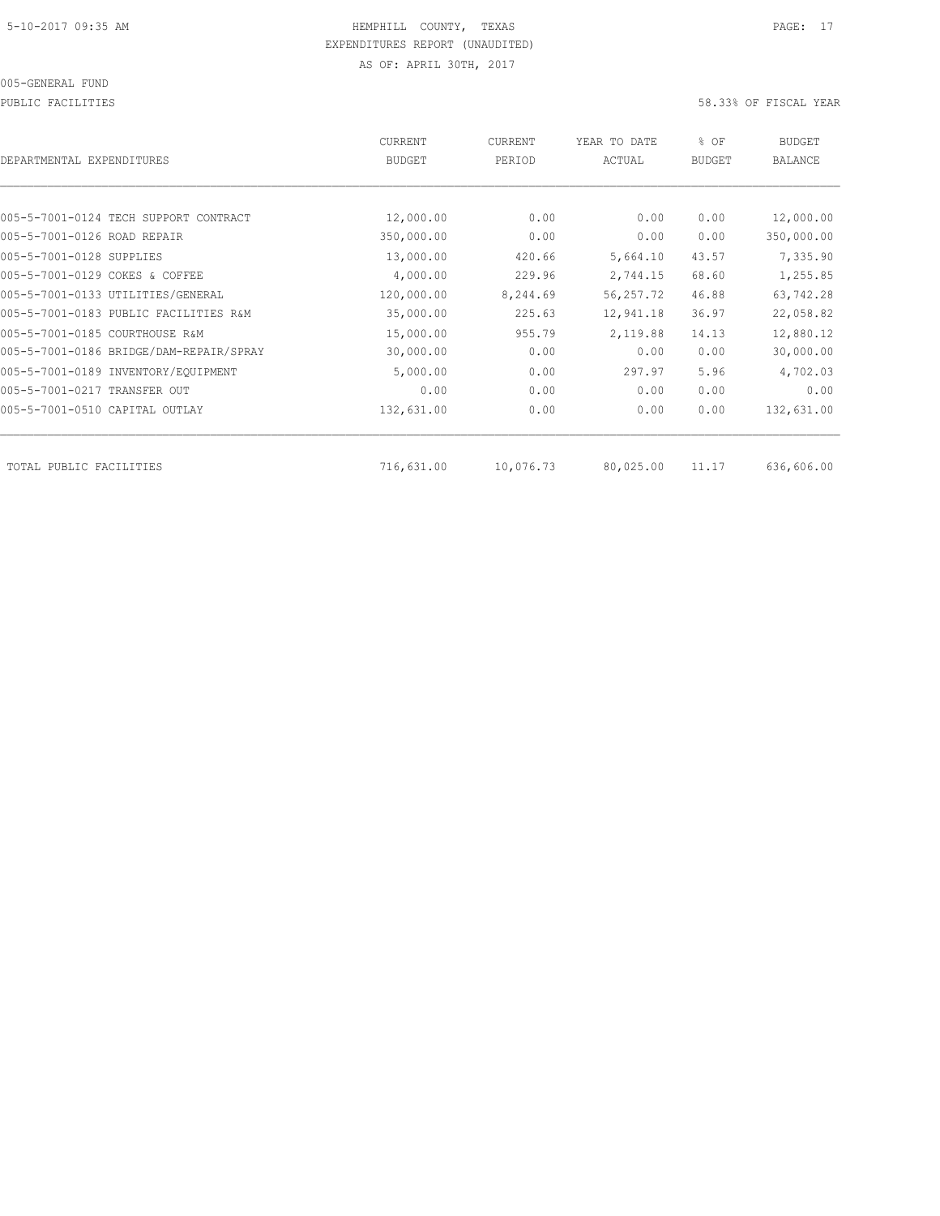HEMPHILL COUNTY, TEXAS
EXPENDITURES REPORT (UNAUDITED)
AS OF: APRIL 30TH, 2017

005-GENERAL FUND

PUBLIC FACILITIES — 58.33% OF FISCAL YEAR

| DEPARTMENTAL EXPENDITURES | CURRENT BUDGET | CURRENT PERIOD | YEAR TO DATE ACTUAL | % OF BUDGET | BUDGET BALANCE |
|---|---|---|---|---|---|
| 005-5-7001-0124 TECH SUPPORT CONTRACT | 12,000.00 | 0.00 | 0.00 | 0.00 | 12,000.00 |
| 005-5-7001-0126 ROAD REPAIR | 350,000.00 | 0.00 | 0.00 | 0.00 | 350,000.00 |
| 005-5-7001-0128 SUPPLIES | 13,000.00 | 420.66 | 5,664.10 | 43.57 | 7,335.90 |
| 005-5-7001-0129 COKES & COFFEE | 4,000.00 | 229.96 | 2,744.15 | 68.60 | 1,255.85 |
| 005-5-7001-0133 UTILITIES/GENERAL | 120,000.00 | 8,244.69 | 56,257.72 | 46.88 | 63,742.28 |
| 005-5-7001-0183 PUBLIC FACILITIES R&M | 35,000.00 | 225.63 | 12,941.18 | 36.97 | 22,058.82 |
| 005-5-7001-0185 COURTHOUSE R&M | 15,000.00 | 955.79 | 2,119.88 | 14.13 | 12,880.12 |
| 005-5-7001-0186 BRIDGE/DAM-REPAIR/SPRAY | 30,000.00 | 0.00 | 0.00 | 0.00 | 30,000.00 |
| 005-5-7001-0189 INVENTORY/EQUIPMENT | 5,000.00 | 0.00 | 297.97 | 5.96 | 4,702.03 |
| 005-5-7001-0217 TRANSFER OUT | 0.00 | 0.00 | 0.00 | 0.00 | 0.00 |
| 005-5-7001-0510 CAPITAL OUTLAY | 132,631.00 | 0.00 | 0.00 | 0.00 | 132,631.00 |
| TOTAL PUBLIC FACILITIES | 716,631.00 | 10,076.73 | 80,025.00 | 11.17 | 636,606.00 |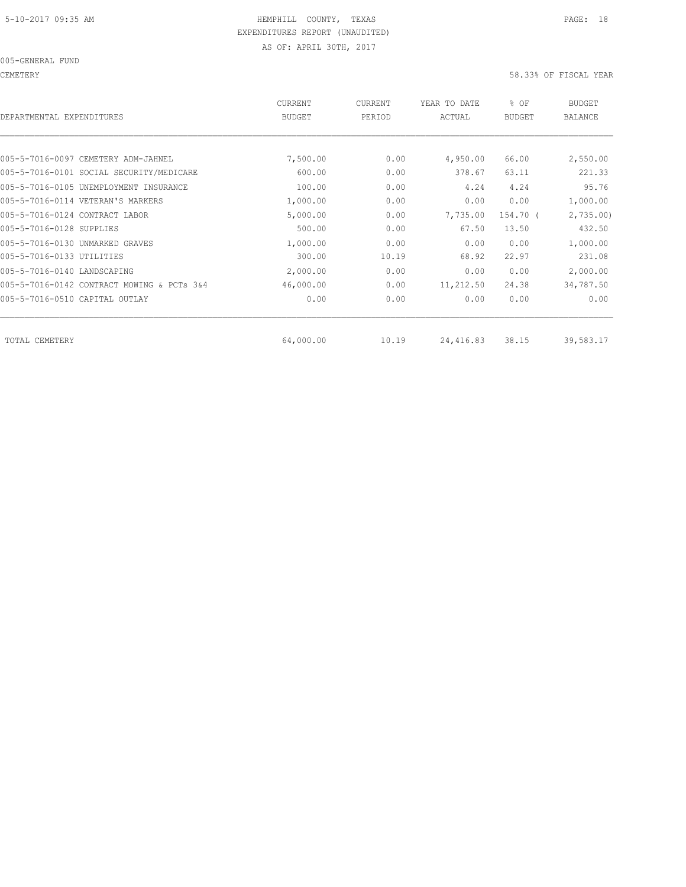HEMPHILL COUNTY, TEXAS
EXPENDITURES REPORT (UNAUDITED)
AS OF: APRIL 30TH, 2017

005-GENERAL FUND

CEMETERY 58.33% OF FISCAL YEAR

| DEPARTMENTAL EXPENDITURES | CURRENT BUDGET | CURRENT PERIOD | YEAR TO DATE ACTUAL | % OF BUDGET | BUDGET BALANCE |
|---|---|---|---|---|---|
| 005-5-7016-0097 CEMETERY ADM-JAHNEL | 7,500.00 | 0.00 | 4,950.00 | 66.00 | 2,550.00 |
| 005-5-7016-0101 SOCIAL SECURITY/MEDICARE | 600.00 | 0.00 | 378.67 | 63.11 | 221.33 |
| 005-5-7016-0105 UNEMPLOYMENT INSURANCE | 100.00 | 0.00 | 4.24 | 4.24 | 95.76 |
| 005-5-7016-0114 VETERAN'S MARKERS | 1,000.00 | 0.00 | 0.00 | 0.00 | 1,000.00 |
| 005-5-7016-0124 CONTRACT LABOR | 5,000.00 | 0.00 | 7,735.00 | 154.70 ( | 2,735.00) |
| 005-5-7016-0128 SUPPLIES | 500.00 | 0.00 | 67.50 | 13.50 | 432.50 |
| 005-5-7016-0130 UNMARKED GRAVES | 1,000.00 | 0.00 | 0.00 | 0.00 | 1,000.00 |
| 005-5-7016-0133 UTILITIES | 300.00 | 10.19 | 68.92 | 22.97 | 231.08 |
| 005-5-7016-0140 LANDSCAPING | 2,000.00 | 0.00 | 0.00 | 0.00 | 2,000.00 |
| 005-5-7016-0142 CONTRACT MOWING & PCTs 3&4 | 46,000.00 | 0.00 | 11,212.50 | 24.38 | 34,787.50 |
| 005-5-7016-0510 CAPITAL OUTLAY | 0.00 | 0.00 | 0.00 | 0.00 | 0.00 |
| TOTAL CEMETERY | 64,000.00 | 10.19 | 24,416.83 | 38.15 | 39,583.17 |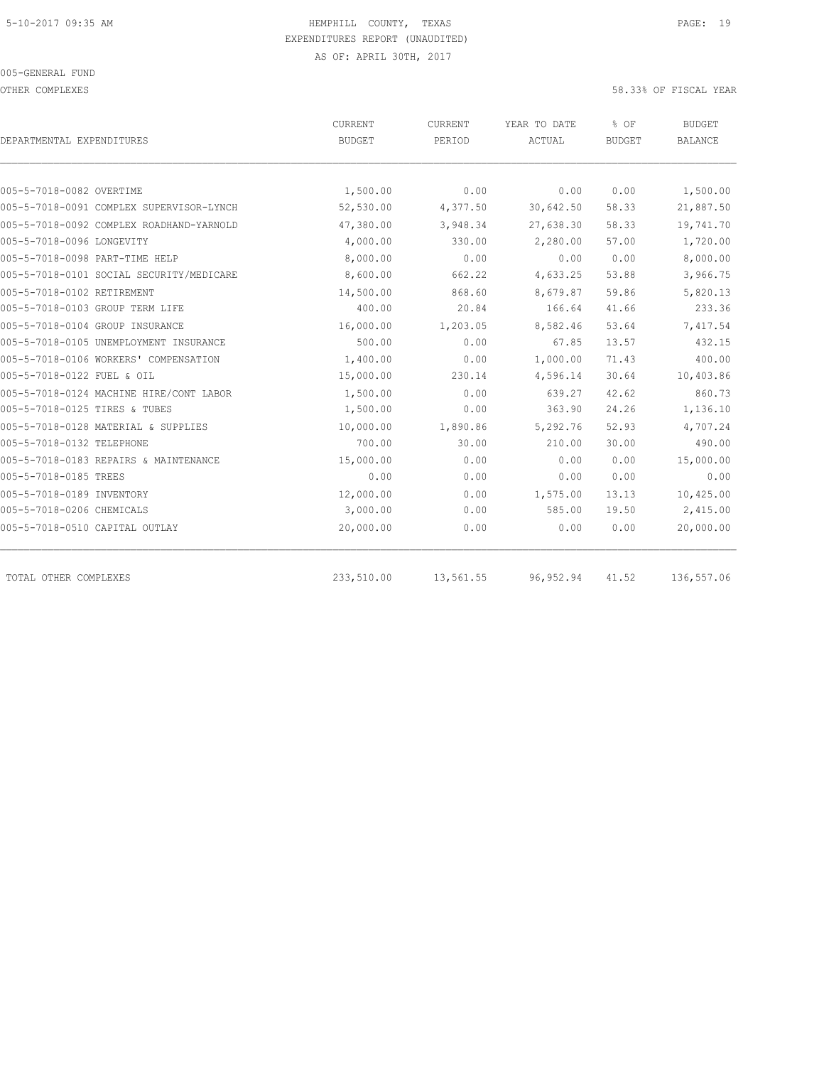5-10-2017 09:35 AM HEMPHILL COUNTY, TEXAS

EXPENDITURES REPORT (UNAUDITED)

AS OF: APRIL 30TH, 2017

005-GENERAL FUND

OTHER COMPLEXES 58.33% OF FISCAL YEAR

| DEPARTMENTAL EXPENDITURES | CURRENT BUDGET | CURRENT PERIOD | YEAR TO DATE ACTUAL | % OF BUDGET | BUDGET BALANCE |
|---|---|---|---|---|---|
| 005-5-7018-0082 OVERTIME | 1,500.00 | 0.00 | 0.00 | 0.00 | 1,500.00 |
| 005-5-7018-0091 COMPLEX SUPERVISOR-LYNCH | 52,530.00 | 4,377.50 | 30,642.50 | 58.33 | 21,887.50 |
| 005-5-7018-0092 COMPLEX ROADHAND-YARNOLD | 47,380.00 | 3,948.34 | 27,638.30 | 58.33 | 19,741.70 |
| 005-5-7018-0096 LONGEVITY | 4,000.00 | 330.00 | 2,280.00 | 57.00 | 1,720.00 |
| 005-5-7018-0098 PART-TIME HELP | 8,000.00 | 0.00 | 0.00 | 0.00 | 8,000.00 |
| 005-5-7018-0101 SOCIAL SECURITY/MEDICARE | 8,600.00 | 662.22 | 4,633.25 | 53.88 | 3,966.75 |
| 005-5-7018-0102 RETIREMENT | 14,500.00 | 868.60 | 8,679.87 | 59.86 | 5,820.13 |
| 005-5-7018-0103 GROUP TERM LIFE | 400.00 | 20.84 | 166.64 | 41.66 | 233.36 |
| 005-5-7018-0104 GROUP INSURANCE | 16,000.00 | 1,203.05 | 8,582.46 | 53.64 | 7,417.54 |
| 005-5-7018-0105 UNEMPLOYMENT INSURANCE | 500.00 | 0.00 | 67.85 | 13.57 | 432.15 |
| 005-5-7018-0106 WORKERS' COMPENSATION | 1,400.00 | 0.00 | 1,000.00 | 71.43 | 400.00 |
| 005-5-7018-0122 FUEL & OIL | 15,000.00 | 230.14 | 4,596.14 | 30.64 | 10,403.86 |
| 005-5-7018-0124 MACHINE HIRE/CONT LABOR | 1,500.00 | 0.00 | 639.27 | 42.62 | 860.73 |
| 005-5-7018-0125 TIRES & TUBES | 1,500.00 | 0.00 | 363.90 | 24.26 | 1,136.10 |
| 005-5-7018-0128 MATERIAL & SUPPLIES | 10,000.00 | 1,890.86 | 5,292.76 | 52.93 | 4,707.24 |
| 005-5-7018-0132 TELEPHONE | 700.00 | 30.00 | 210.00 | 30.00 | 490.00 |
| 005-5-7018-0183 REPAIRS & MAINTENANCE | 15,000.00 | 0.00 | 0.00 | 0.00 | 15,000.00 |
| 005-5-7018-0185 TREES | 0.00 | 0.00 | 0.00 | 0.00 | 0.00 |
| 005-5-7018-0189 INVENTORY | 12,000.00 | 0.00 | 1,575.00 | 13.13 | 10,425.00 |
| 005-5-7018-0206 CHEMICALS | 3,000.00 | 0.00 | 585.00 | 19.50 | 2,415.00 |
| 005-5-7018-0510 CAPITAL OUTLAY | 20,000.00 | 0.00 | 0.00 | 0.00 | 20,000.00 |
| TOTAL OTHER COMPLEXES | 233,510.00 | 13,561.55 | 96,952.94 | 41.52 | 136,557.06 |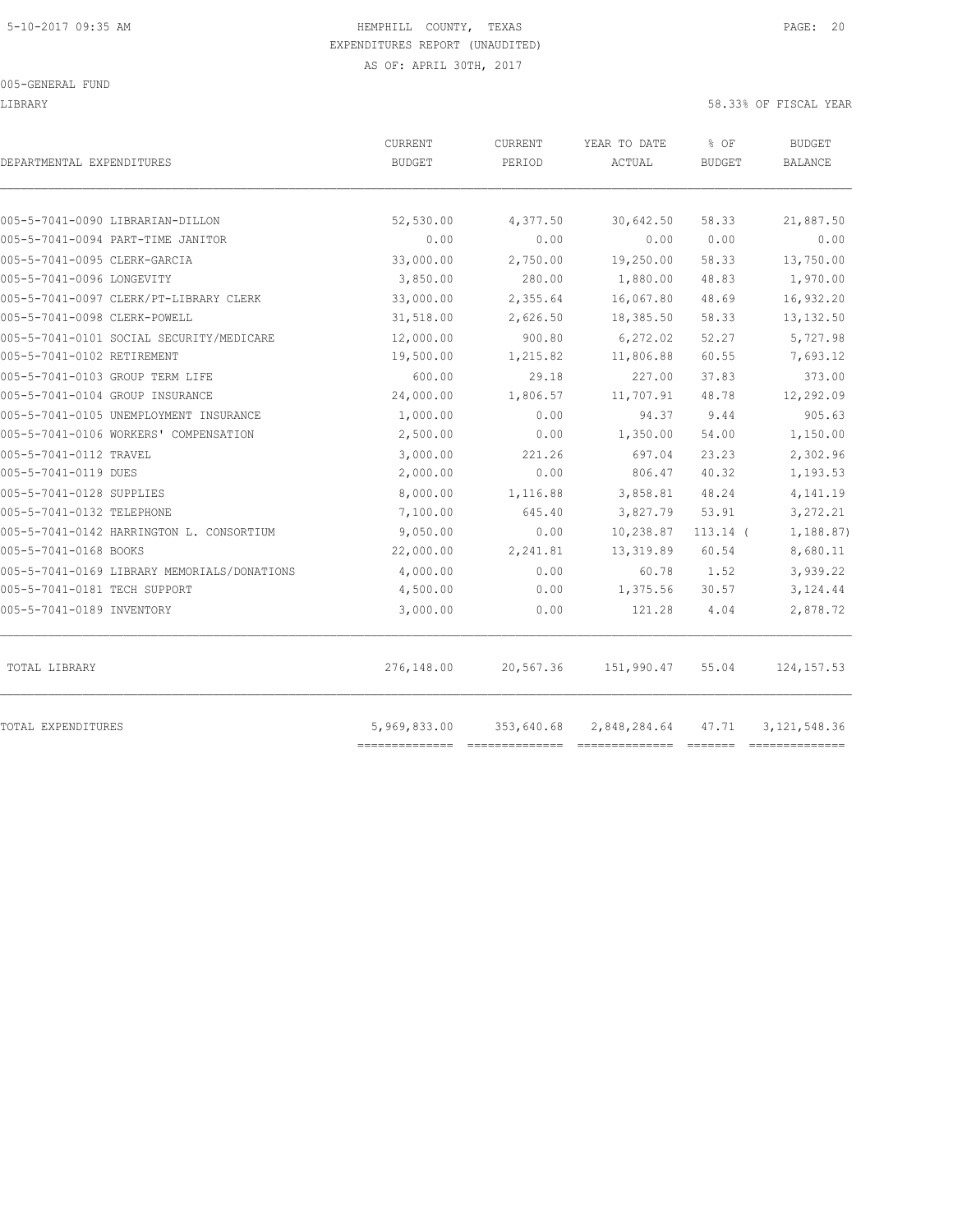HEMPHILL COUNTY, TEXAS
EXPENDITURES REPORT (UNAUDITED)
AS OF: APRIL 30TH, 2017

005-GENERAL FUND

LIBRARY — 58.33% OF FISCAL YEAR

| DEPARTMENTAL EXPENDITURES | CURRENT BUDGET | CURRENT PERIOD | YEAR TO DATE ACTUAL | % OF BUDGET | BUDGET BALANCE |
|---|---|---|---|---|---|
| 005-5-7041-0090 LIBRARIAN-DILLON | 52,530.00 | 4,377.50 | 30,642.50 | 58.33 | 21,887.50 |
| 005-5-7041-0094 PART-TIME JANITOR | 0.00 | 0.00 | 0.00 | 0.00 | 0.00 |
| 005-5-7041-0095 CLERK-GARCIA | 33,000.00 | 2,750.00 | 19,250.00 | 58.33 | 13,750.00 |
| 005-5-7041-0096 LONGEVITY | 3,850.00 | 280.00 | 1,880.00 | 48.83 | 1,970.00 |
| 005-5-7041-0097 CLERK/PT-LIBRARY CLERK | 33,000.00 | 2,355.64 | 16,067.80 | 48.69 | 16,932.20 |
| 005-5-7041-0098 CLERK-POWELL | 31,518.00 | 2,626.50 | 18,385.50 | 58.33 | 13,132.50 |
| 005-5-7041-0101 SOCIAL SECURITY/MEDICARE | 12,000.00 | 900.80 | 6,272.02 | 52.27 | 5,727.98 |
| 005-5-7041-0102 RETIREMENT | 19,500.00 | 1,215.82 | 11,806.88 | 60.55 | 7,693.12 |
| 005-5-7041-0103 GROUP TERM LIFE | 600.00 | 29.18 | 227.00 | 37.83 | 373.00 |
| 005-5-7041-0104 GROUP INSURANCE | 24,000.00 | 1,806.57 | 11,707.91 | 48.78 | 12,292.09 |
| 005-5-7041-0105 UNEMPLOYMENT INSURANCE | 1,000.00 | 0.00 | 94.37 | 9.44 | 905.63 |
| 005-5-7041-0106 WORKERS' COMPENSATION | 2,500.00 | 0.00 | 1,350.00 | 54.00 | 1,150.00 |
| 005-5-7041-0112 TRAVEL | 3,000.00 | 221.26 | 697.04 | 23.23 | 2,302.96 |
| 005-5-7041-0119 DUES | 2,000.00 | 0.00 | 806.47 | 40.32 | 1,193.53 |
| 005-5-7041-0128 SUPPLIES | 8,000.00 | 1,116.88 | 3,858.81 | 48.24 | 4,141.19 |
| 005-5-7041-0132 TELEPHONE | 7,100.00 | 645.40 | 3,827.79 | 53.91 | 3,272.21 |
| 005-5-7041-0142 HARRINGTON L. CONSORTIUM | 9,050.00 | 0.00 | 10,238.87 | 113.14 ( | 1,188.87) |
| 005-5-7041-0168 BOOKS | 22,000.00 | 2,241.81 | 13,319.89 | 60.54 | 8,680.11 |
| 005-5-7041-0169 LIBRARY MEMORIALS/DONATIONS | 4,000.00 | 0.00 | 60.78 | 1.52 | 3,939.22 |
| 005-5-7041-0181 TECH SUPPORT | 4,500.00 | 0.00 | 1,375.56 | 30.57 | 3,124.44 |
| 005-5-7041-0189 INVENTORY | 3,000.00 | 0.00 | 121.28 | 4.04 | 2,878.72 |
| TOTAL LIBRARY | 276,148.00 | 20,567.36 | 151,990.47 | 55.04 | 124,157.53 |
| TOTAL EXPENDITURES | 5,969,833.00 | 353,640.68 | 2,848,284.64 | 47.71 | 3,121,548.36 |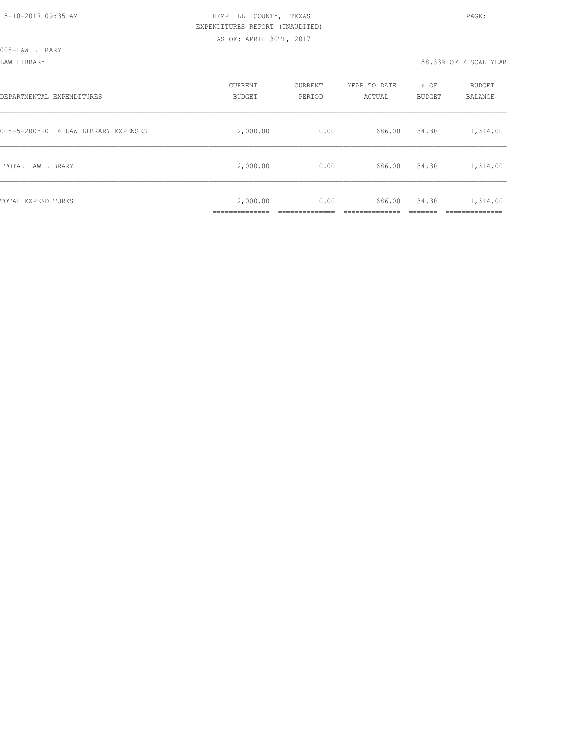HEMPHILL COUNTY, TEXAS
EXPENDITURES REPORT (UNAUDITED)
AS OF: APRIL 30TH, 2017

008-LAW LIBRARY

LAW LIBRARY 58.33% OF FISCAL YEAR

| DEPARTMENTAL EXPENDITURES | CURRENT BUDGET | CURRENT PERIOD | YEAR TO DATE ACTUAL | % OF BUDGET | BUDGET BALANCE |
|---|---|---|---|---|---|
| 008-5-2008-0114 LAW LIBRARY EXPENSES | 2,000.00 | 0.00 | 686.00 | 34.30 | 1,314.00 |
| TOTAL LAW LIBRARY | 2,000.00 | 0.00 | 686.00 | 34.30 | 1,314.00 |
| TOTAL EXPENDITURES | 2,000.00 | 0.00 | 686.00 | 34.30 | 1,314.00 |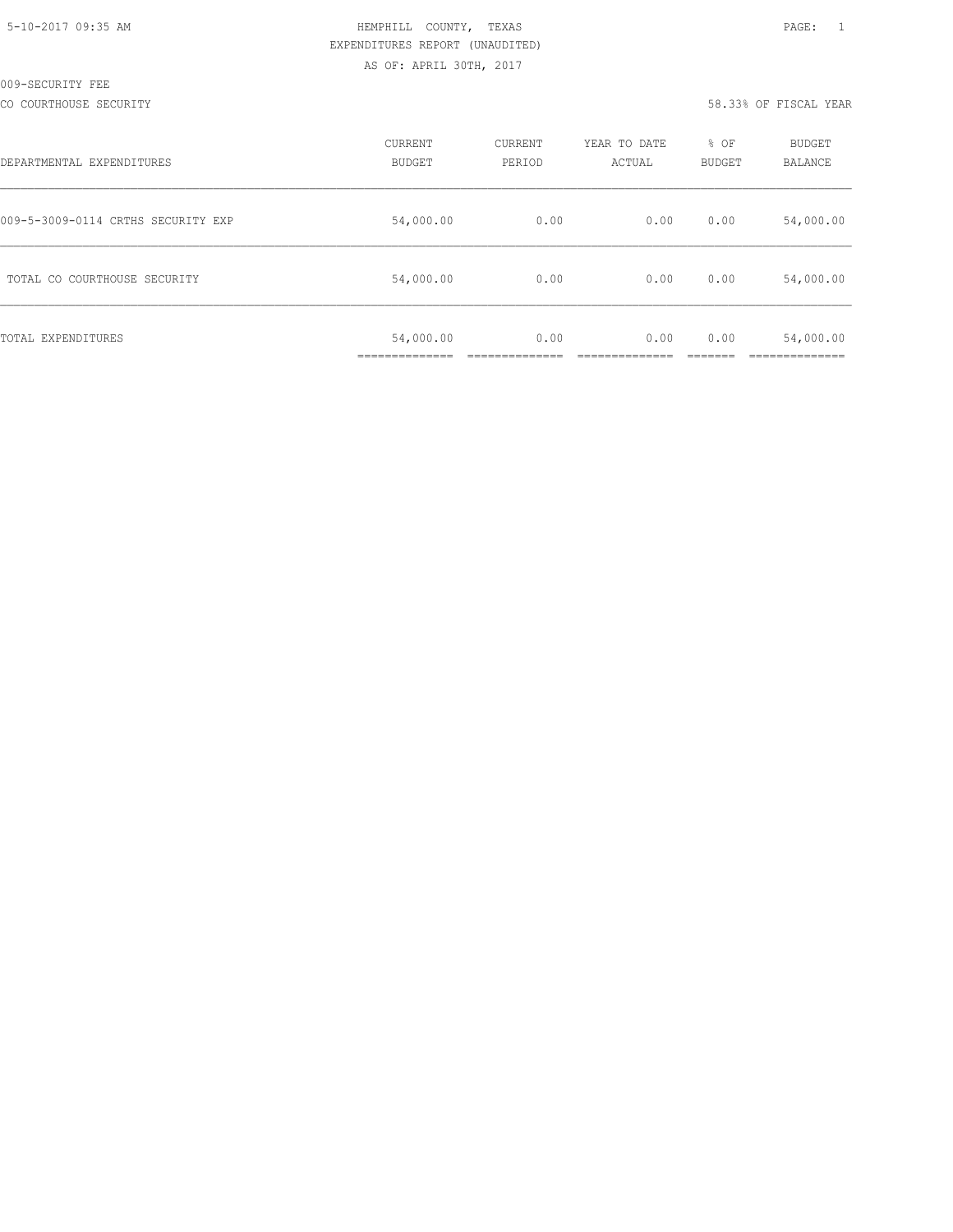5-10-2017 09:35 AM

HEMPHILL COUNTY, TEXAS
EXPENDITURES REPORT (UNAUDITED)
AS OF: APRIL 30TH, 2017

009-SECURITY FEE

CO COURTHOUSE SECURITY

58.33% OF FISCAL YEAR

| DEPARTMENTAL EXPENDITURES | CURRENT BUDGET | CURRENT PERIOD | YEAR TO DATE ACTUAL | % OF BUDGET | BUDGET BALANCE |
|---|---|---|---|---|---|
| 009-5-3009-0114 CRTHS SECURITY EXP | 54,000.00 | 0.00 | 0.00 | 0.00 | 54,000.00 |
| TOTAL CO COURTHOUSE SECURITY | 54,000.00 | 0.00 | 0.00 | 0.00 | 54,000.00 |
| TOTAL EXPENDITURES | 54,000.00 | 0.00 | 0.00 | 0.00 | 54,000.00 |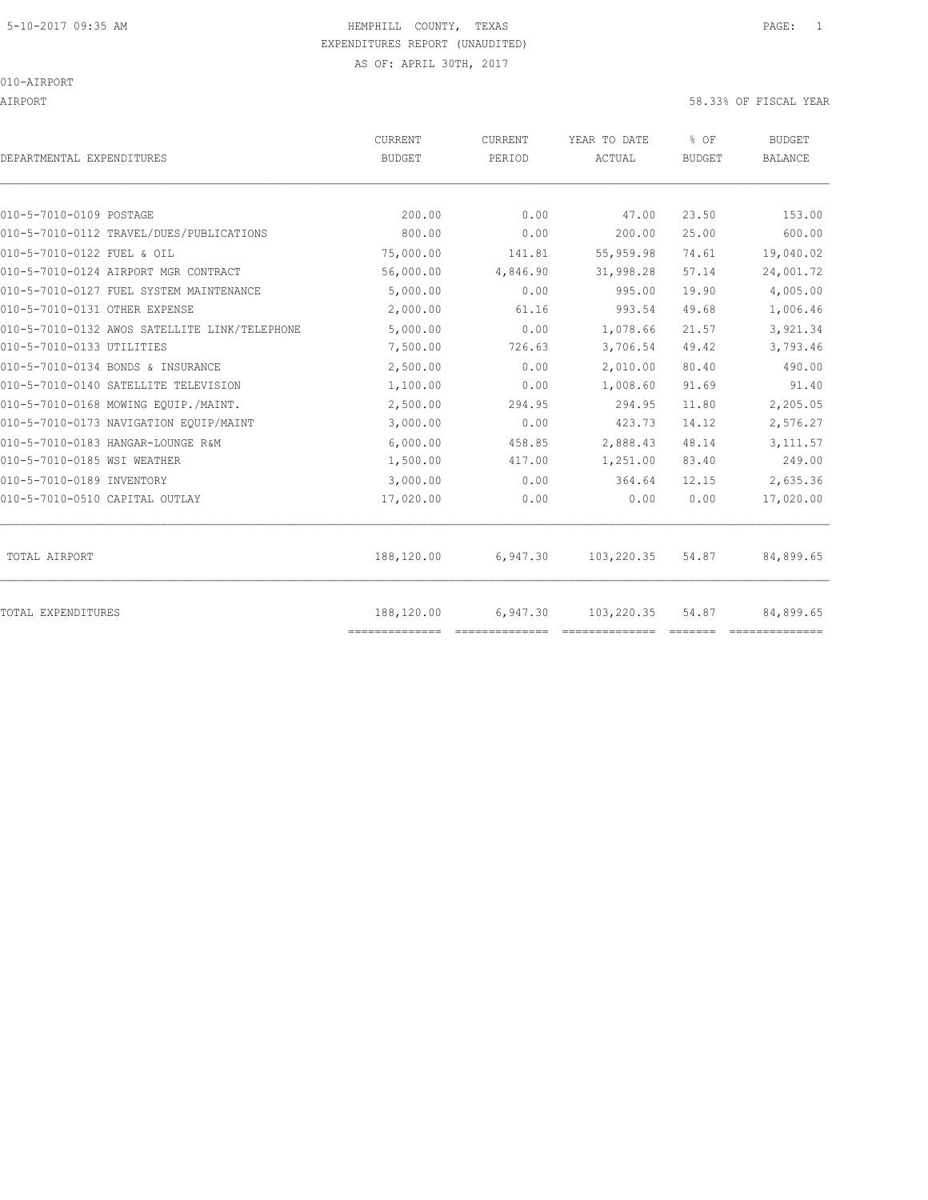HEMPHILL COUNTY, TEXAS
EXPENDITURES REPORT (UNAUDITED)
AS OF: APRIL 30TH, 2017

010-AIRPORT

AIRPORT — 58.33% OF FISCAL YEAR

| DEPARTMENTAL EXPENDITURES | CURRENT BUDGET | CURRENT PERIOD | YEAR TO DATE ACTUAL | % OF BUDGET | BUDGET BALANCE |
|---|---|---|---|---|---|
| 010-5-7010-0109 POSTAGE | 200.00 | 0.00 | 47.00 | 23.50 | 153.00 |
| 010-5-7010-0112 TRAVEL/DUES/PUBLICATIONS | 800.00 | 0.00 | 200.00 | 25.00 | 600.00 |
| 010-5-7010-0122 FUEL & OIL | 75,000.00 | 141.81 | 55,959.98 | 74.61 | 19,040.02 |
| 010-5-7010-0124 AIRPORT MGR CONTRACT | 56,000.00 | 4,846.90 | 31,998.28 | 57.14 | 24,001.72 |
| 010-5-7010-0127 FUEL SYSTEM MAINTENANCE | 5,000.00 | 0.00 | 995.00 | 19.90 | 4,005.00 |
| 010-5-7010-0131 OTHER EXPENSE | 2,000.00 | 61.16 | 993.54 | 49.68 | 1,006.46 |
| 010-5-7010-0132 AWOS SATELLITE LINK/TELEPHONE | 5,000.00 | 0.00 | 1,078.66 | 21.57 | 3,921.34 |
| 010-5-7010-0133 UTILITIES | 7,500.00 | 726.63 | 3,706.54 | 49.42 | 3,793.46 |
| 010-5-7010-0134 BONDS & INSURANCE | 2,500.00 | 0.00 | 2,010.00 | 80.40 | 490.00 |
| 010-5-7010-0140 SATELLITE TELEVISION | 1,100.00 | 0.00 | 1,008.60 | 91.69 | 91.40 |
| 010-5-7010-0168 MOWING EQUIP./MAINT. | 2,500.00 | 294.95 | 294.95 | 11.80 | 2,205.05 |
| 010-5-7010-0173 NAVIGATION EQUIP/MAINT | 3,000.00 | 0.00 | 423.73 | 14.12 | 2,576.27 |
| 010-5-7010-0183 HANGAR-LOUNGE R&M | 6,000.00 | 458.85 | 2,888.43 | 48.14 | 3,111.57 |
| 010-5-7010-0185 WSI WEATHER | 1,500.00 | 417.00 | 1,251.00 | 83.40 | 249.00 |
| 010-5-7010-0189 INVENTORY | 3,000.00 | 0.00 | 364.64 | 12.15 | 2,635.36 |
| 010-5-7010-0510 CAPITAL OUTLAY | 17,020.00 | 0.00 | 0.00 | 0.00 | 17,020.00 |
| TOTAL AIRPORT | 188,120.00 | 6,947.30 | 103,220.35 | 54.87 | 84,899.65 |
| TOTAL EXPENDITURES | 188,120.00 | 6,947.30 | 103,220.35 | 54.87 | 84,899.65 |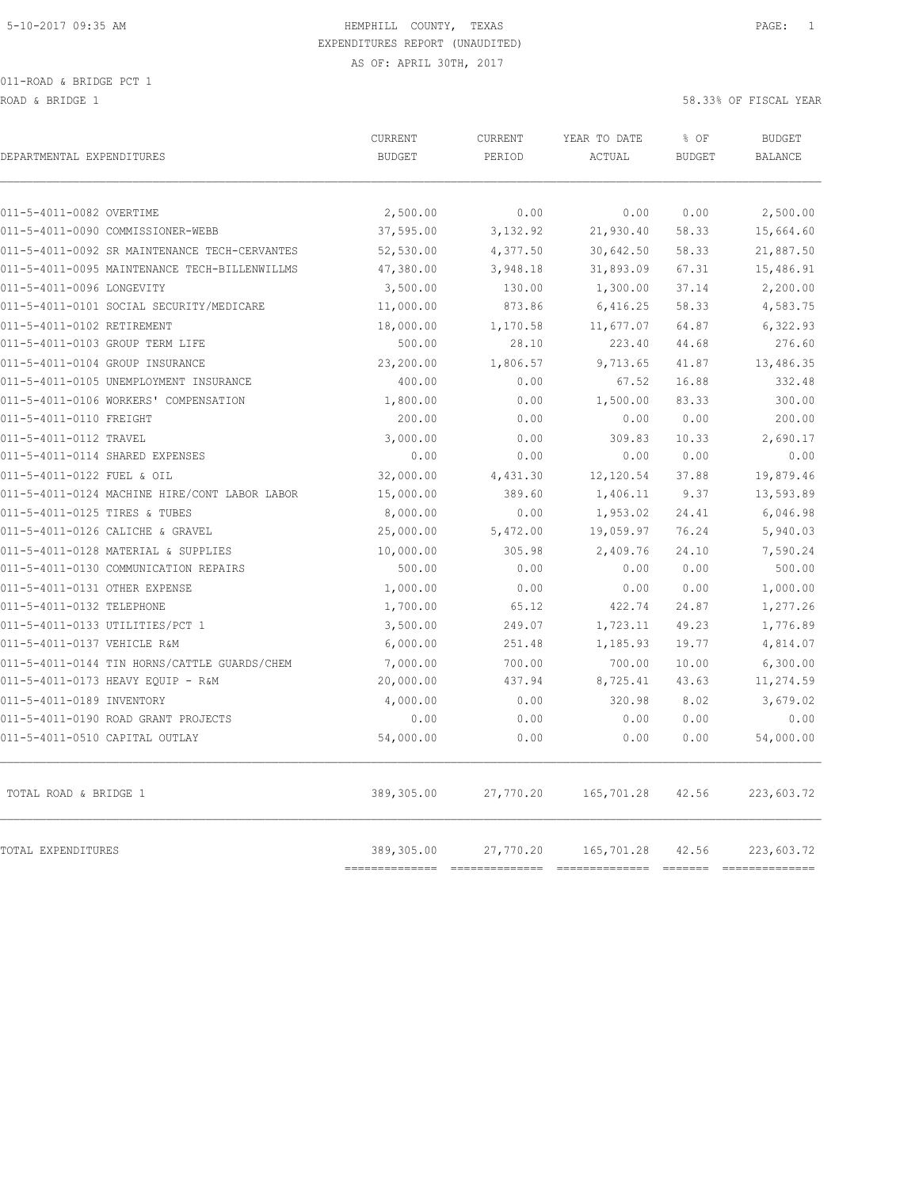5-10-2017 09:35 AM

HEMPHILL COUNTY, TEXAS
EXPENDITURES REPORT (UNAUDITED)
AS OF: APRIL 30TH, 2017

011-ROAD & BRIDGE PCT 1
ROAD & BRIDGE 1

58.33% OF FISCAL YEAR

| DEPARTMENTAL EXPENDITURES | CURRENT BUDGET | CURRENT PERIOD | YEAR TO DATE ACTUAL | % OF BUDGET | BUDGET BALANCE |
|---|---|---|---|---|---|
| 011-5-4011-0082 OVERTIME | 2,500.00 | 0.00 | 0.00 | 0.00 | 2,500.00 |
| 011-5-4011-0090 COMMISSIONER-WEBB | 37,595.00 | 3,132.92 | 21,930.40 | 58.33 | 15,664.60 |
| 011-5-4011-0092 SR MAINTENANCE TECH-CERVANTES | 52,530.00 | 4,377.50 | 30,642.50 | 58.33 | 21,887.50 |
| 011-5-4011-0095 MAINTENANCE TECH-BILLENWILLMS | 47,380.00 | 3,948.18 | 31,893.09 | 67.31 | 15,486.91 |
| 011-5-4011-0096 LONGEVITY | 3,500.00 | 130.00 | 1,300.00 | 37.14 | 2,200.00 |
| 011-5-4011-0101 SOCIAL SECURITY/MEDICARE | 11,000.00 | 873.86 | 6,416.25 | 58.33 | 4,583.75 |
| 011-5-4011-0102 RETIREMENT | 18,000.00 | 1,170.58 | 11,677.07 | 64.87 | 6,322.93 |
| 011-5-4011-0103 GROUP TERM LIFE | 500.00 | 28.10 | 223.40 | 44.68 | 276.60 |
| 011-5-4011-0104 GROUP INSURANCE | 23,200.00 | 1,806.57 | 9,713.65 | 41.87 | 13,486.35 |
| 011-5-4011-0105 UNEMPLOYMENT INSURANCE | 400.00 | 0.00 | 67.52 | 16.88 | 332.48 |
| 011-5-4011-0106 WORKERS' COMPENSATION | 1,800.00 | 0.00 | 1,500.00 | 83.33 | 300.00 |
| 011-5-4011-0110 FREIGHT | 200.00 | 0.00 | 0.00 | 0.00 | 200.00 |
| 011-5-4011-0112 TRAVEL | 3,000.00 | 0.00 | 309.83 | 10.33 | 2,690.17 |
| 011-5-4011-0114 SHARED EXPENSES | 0.00 | 0.00 | 0.00 | 0.00 | 0.00 |
| 011-5-4011-0122 FUEL & OIL | 32,000.00 | 4,431.30 | 12,120.54 | 37.88 | 19,879.46 |
| 011-5-4011-0124 MACHINE HIRE/CONT LABOR LABOR | 15,000.00 | 389.60 | 1,406.11 | 9.37 | 13,593.89 |
| 011-5-4011-0125 TIRES & TUBES | 8,000.00 | 0.00 | 1,953.02 | 24.41 | 6,046.98 |
| 011-5-4011-0126 CALICHE & GRAVEL | 25,000.00 | 5,472.00 | 19,059.97 | 76.24 | 5,940.03 |
| 011-5-4011-0128 MATERIAL & SUPPLIES | 10,000.00 | 305.98 | 2,409.76 | 24.10 | 7,590.24 |
| 011-5-4011-0130 COMMUNICATION REPAIRS | 500.00 | 0.00 | 0.00 | 0.00 | 500.00 |
| 011-5-4011-0131 OTHER EXPENSE | 1,000.00 | 0.00 | 0.00 | 0.00 | 1,000.00 |
| 011-5-4011-0132 TELEPHONE | 1,700.00 | 65.12 | 422.74 | 24.87 | 1,277.26 |
| 011-5-4011-0133 UTILITIES/PCT 1 | 3,500.00 | 249.07 | 1,723.11 | 49.23 | 1,776.89 |
| 011-5-4011-0137 VEHICLE R&M | 6,000.00 | 251.48 | 1,185.93 | 19.77 | 4,814.07 |
| 011-5-4011-0144 TIN HORNS/CATTLE GUARDS/CHEM | 7,000.00 | 700.00 | 700.00 | 10.00 | 6,300.00 |
| 011-5-4011-0173 HEAVY EQUIP - R&M | 20,000.00 | 437.94 | 8,725.41 | 43.63 | 11,274.59 |
| 011-5-4011-0189 INVENTORY | 4,000.00 | 0.00 | 320.98 | 8.02 | 3,679.02 |
| 011-5-4011-0190 ROAD GRANT PROJECTS | 0.00 | 0.00 | 0.00 | 0.00 | 0.00 |
| 011-5-4011-0510 CAPITAL OUTLAY | 54,000.00 | 0.00 | 0.00 | 0.00 | 54,000.00 |
| TOTAL ROAD & BRIDGE 1 | 389,305.00 | 27,770.20 | 165,701.28 | 42.56 | 223,603.72 |
| TOTAL EXPENDITURES | 389,305.00 | 27,770.20 | 165,701.28 | 42.56 | 223,603.72 |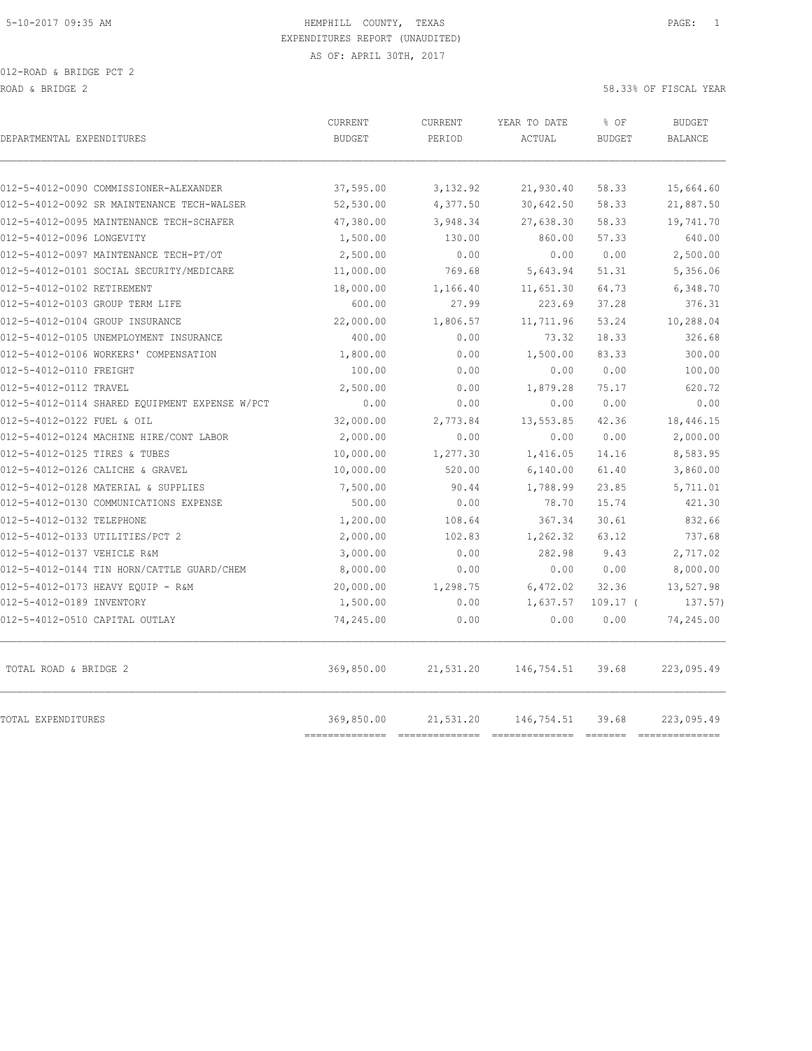5-10-2017 09:35 AM

HEMPHILL COUNTY, TEXAS
EXPENDITURES REPORT (UNAUDITED)
AS OF: APRIL 30TH, 2017

012-ROAD & BRIDGE PCT 2
ROAD & BRIDGE 2

58.33% OF FISCAL YEAR

| DEPARTMENTAL EXPENDITURES | CURRENT BUDGET | CURRENT PERIOD | YEAR TO DATE ACTUAL | % OF BUDGET | BUDGET BALANCE |
|---|---|---|---|---|---|
| 012-5-4012-0090 COMMISSIONER-ALEXANDER | 37,595.00 | 3,132.92 | 21,930.40 | 58.33 | 15,664.60 |
| 012-5-4012-0092 SR MAINTENANCE TECH-WALSER | 52,530.00 | 4,377.50 | 30,642.50 | 58.33 | 21,887.50 |
| 012-5-4012-0095 MAINTENANCE TECH-SCHAFER | 47,380.00 | 3,948.34 | 27,638.30 | 58.33 | 19,741.70 |
| 012-5-4012-0096 LONGEVITY | 1,500.00 | 130.00 | 860.00 | 57.33 | 640.00 |
| 012-5-4012-0097 MAINTENANCE TECH-PT/OT | 2,500.00 | 0.00 | 0.00 | 0.00 | 2,500.00 |
| 012-5-4012-0101 SOCIAL SECURITY/MEDICARE | 11,000.00 | 769.68 | 5,643.94 | 51.31 | 5,356.06 |
| 012-5-4012-0102 RETIREMENT | 18,000.00 | 1,166.40 | 11,651.30 | 64.73 | 6,348.70 |
| 012-5-4012-0103 GROUP TERM LIFE | 600.00 | 27.99 | 223.69 | 37.28 | 376.31 |
| 012-5-4012-0104 GROUP INSURANCE | 22,000.00 | 1,806.57 | 11,711.96 | 53.24 | 10,288.04 |
| 012-5-4012-0105 UNEMPLOYMENT INSURANCE | 400.00 | 0.00 | 73.32 | 18.33 | 326.68 |
| 012-5-4012-0106 WORKERS' COMPENSATION | 1,800.00 | 0.00 | 1,500.00 | 83.33 | 300.00 |
| 012-5-4012-0110 FREIGHT | 100.00 | 0.00 | 0.00 | 0.00 | 100.00 |
| 012-5-4012-0112 TRAVEL | 2,500.00 | 0.00 | 1,879.28 | 75.17 | 620.72 |
| 012-5-4012-0114 SHARED EQUIPMENT EXPENSE W/PCT | 0.00 | 0.00 | 0.00 | 0.00 | 0.00 |
| 012-5-4012-0122 FUEL & OIL | 32,000.00 | 2,773.84 | 13,553.85 | 42.36 | 18,446.15 |
| 012-5-4012-0124 MACHINE HIRE/CONT LABOR | 2,000.00 | 0.00 | 0.00 | 0.00 | 2,000.00 |
| 012-5-4012-0125 TIRES & TUBES | 10,000.00 | 1,277.30 | 1,416.05 | 14.16 | 8,583.95 |
| 012-5-4012-0126 CALICHE & GRAVEL | 10,000.00 | 520.00 | 6,140.00 | 61.40 | 3,860.00 |
| 012-5-4012-0128 MATERIAL & SUPPLIES | 7,500.00 | 90.44 | 1,788.99 | 23.85 | 5,711.01 |
| 012-5-4012-0130 COMMUNICATIONS EXPENSE | 500.00 | 0.00 | 78.70 | 15.74 | 421.30 |
| 012-5-4012-0132 TELEPHONE | 1,200.00 | 108.64 | 367.34 | 30.61 | 832.66 |
| 012-5-4012-0133 UTILITIES/PCT 2 | 2,000.00 | 102.83 | 1,262.32 | 63.12 | 737.68 |
| 012-5-4012-0137 VEHICLE R&M | 3,000.00 | 0.00 | 282.98 | 9.43 | 2,717.02 |
| 012-5-4012-0144 TIN HORN/CATTLE GUARD/CHEM | 8,000.00 | 0.00 | 0.00 | 0.00 | 8,000.00 |
| 012-5-4012-0173 HEAVY EQUIP - R&M | 20,000.00 | 1,298.75 | 6,472.02 | 32.36 | 13,527.98 |
| 012-5-4012-0189 INVENTORY | 1,500.00 | 0.00 | 1,637.57 | 109.17 | ( 137.57) |
| 012-5-4012-0510 CAPITAL OUTLAY | 74,245.00 | 0.00 | 0.00 | 0.00 | 74,245.00 |
| TOTAL ROAD & BRIDGE 2 | 369,850.00 | 21,531.20 | 146,754.51 | 39.68 | 223,095.49 |
| TOTAL EXPENDITURES | 369,850.00 | 21,531.20 | 146,754.51 | 39.68 | 223,095.49 |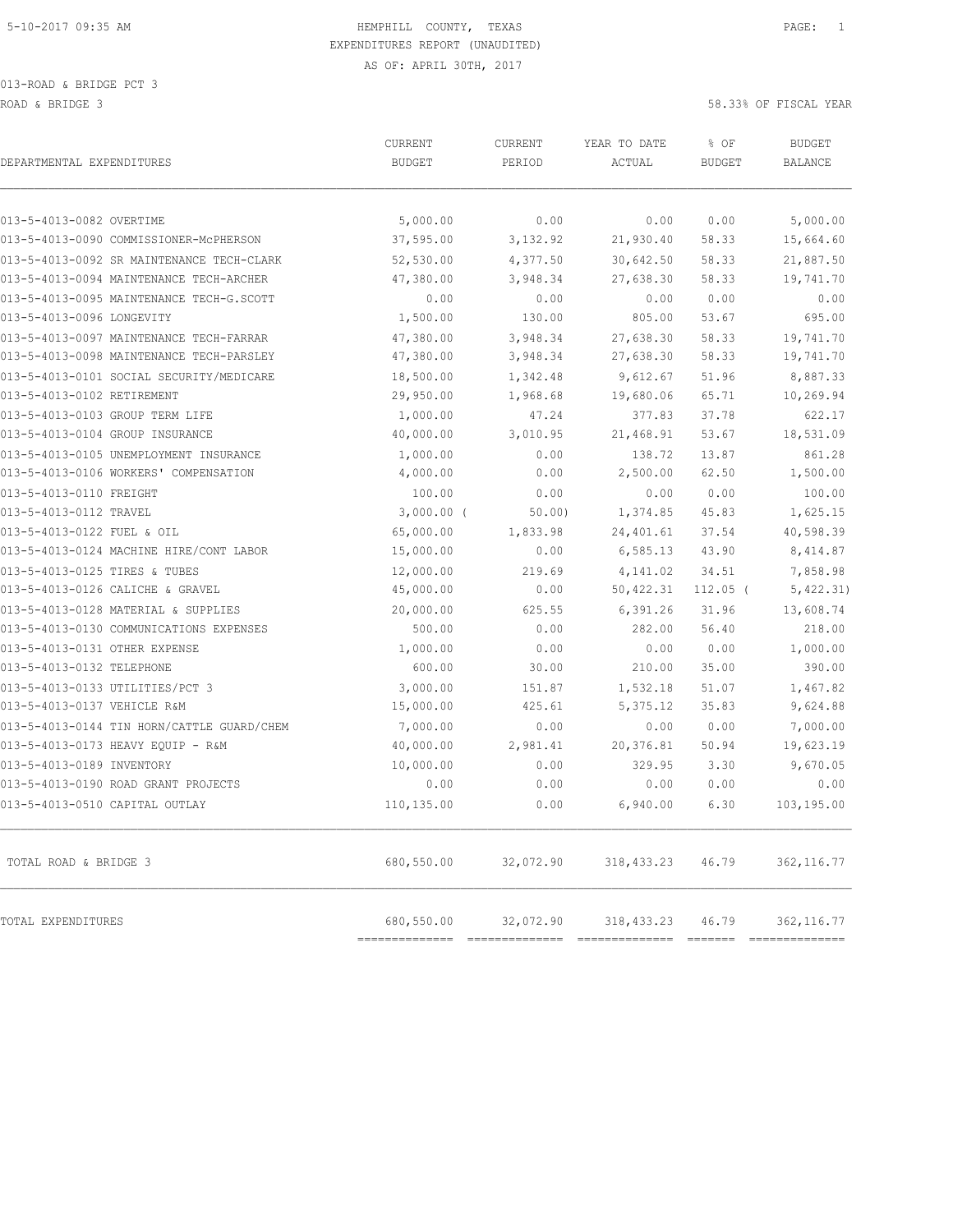HEMPHILL COUNTY, TEXAS
EXPENDITURES REPORT (UNAUDITED)
AS OF: APRIL 30TH, 2017

013-ROAD & BRIDGE PCT 3

ROAD & BRIDGE 3

58.33% OF FISCAL YEAR

| DEPARTMENTAL EXPENDITURES | CURRENT BUDGET | CURRENT PERIOD | YEAR TO DATE ACTUAL | % OF BUDGET | BUDGET BALANCE |
|---|---|---|---|---|---|
| 013-5-4013-0082 OVERTIME | 5,000.00 | 0.00 | 0.00 | 0.00 | 5,000.00 |
| 013-5-4013-0090 COMMISSIONER-McPHERSON | 37,595.00 | 3,132.92 | 21,930.40 | 58.33 | 15,664.60 |
| 013-5-4013-0092 SR MAINTENANCE TECH-CLARK | 52,530.00 | 4,377.50 | 30,642.50 | 58.33 | 21,887.50 |
| 013-5-4013-0094 MAINTENANCE TECH-ARCHER | 47,380.00 | 3,948.34 | 27,638.30 | 58.33 | 19,741.70 |
| 013-5-4013-0095 MAINTENANCE TECH-G.SCOTT | 0.00 | 0.00 | 0.00 | 0.00 | 0.00 |
| 013-5-4013-0096 LONGEVITY | 1,500.00 | 130.00 | 805.00 | 53.67 | 695.00 |
| 013-5-4013-0097 MAINTENANCE TECH-FARRAR | 47,380.00 | 3,948.34 | 27,638.30 | 58.33 | 19,741.70 |
| 013-5-4013-0098 MAINTENANCE TECH-PARSLEY | 47,380.00 | 3,948.34 | 27,638.30 | 58.33 | 19,741.70 |
| 013-5-4013-0101 SOCIAL SECURITY/MEDICARE | 18,500.00 | 1,342.48 | 9,612.67 | 51.96 | 8,887.33 |
| 013-5-4013-0102 RETIREMENT | 29,950.00 | 1,968.68 | 19,680.06 | 65.71 | 10,269.94 |
| 013-5-4013-0103 GROUP TERM LIFE | 1,000.00 | 47.24 | 377.83 | 37.78 | 622.17 |
| 013-5-4013-0104 GROUP INSURANCE | 40,000.00 | 3,010.95 | 21,468.91 | 53.67 | 18,531.09 |
| 013-5-4013-0105 UNEMPLOYMENT INSURANCE | 1,000.00 | 0.00 | 138.72 | 13.87 | 861.28 |
| 013-5-4013-0106 WORKERS' COMPENSATION | 4,000.00 | 0.00 | 2,500.00 | 62.50 | 1,500.00 |
| 013-5-4013-0110 FREIGHT | 100.00 | 0.00 | 0.00 | 0.00 | 100.00 |
| 013-5-4013-0112 TRAVEL | 3,000.00 | ( 50.00) | 1,374.85 | 45.83 | 1,625.15 |
| 013-5-4013-0122 FUEL & OIL | 65,000.00 | 1,833.98 | 24,401.61 | 37.54 | 40,598.39 |
| 013-5-4013-0124 MACHINE HIRE/CONT LABOR | 15,000.00 | 0.00 | 6,585.13 | 43.90 | 8,414.87 |
| 013-5-4013-0125 TIRES & TUBES | 12,000.00 | 219.69 | 4,141.02 | 34.51 | 7,858.98 |
| 013-5-4013-0126 CALICHE & GRAVEL | 45,000.00 | 0.00 | 50,422.31 | 112.05 | ( 5,422.31) |
| 013-5-4013-0128 MATERIAL & SUPPLIES | 20,000.00 | 625.55 | 6,391.26 | 31.96 | 13,608.74 |
| 013-5-4013-0130 COMMUNICATIONS EXPENSES | 500.00 | 0.00 | 282.00 | 56.40 | 218.00 |
| 013-5-4013-0131 OTHER EXPENSE | 1,000.00 | 0.00 | 0.00 | 0.00 | 1,000.00 |
| 013-5-4013-0132 TELEPHONE | 600.00 | 30.00 | 210.00 | 35.00 | 390.00 |
| 013-5-4013-0133 UTILITIES/PCT 3 | 3,000.00 | 151.87 | 1,532.18 | 51.07 | 1,467.82 |
| 013-5-4013-0137 VEHICLE R&M | 15,000.00 | 425.61 | 5,375.12 | 35.83 | 9,624.88 |
| 013-5-4013-0144 TIN HORN/CATTLE GUARD/CHEM | 7,000.00 | 0.00 | 0.00 | 0.00 | 7,000.00 |
| 013-5-4013-0173 HEAVY EQUIP - R&M | 40,000.00 | 2,981.41 | 20,376.81 | 50.94 | 19,623.19 |
| 013-5-4013-0189 INVENTORY | 10,000.00 | 0.00 | 329.95 | 3.30 | 9,670.05 |
| 013-5-4013-0190 ROAD GRANT PROJECTS | 0.00 | 0.00 | 0.00 | 0.00 | 0.00 |
| 013-5-4013-0510 CAPITAL OUTLAY | 110,135.00 | 0.00 | 6,940.00 | 6.30 | 103,195.00 |
| TOTAL ROAD & BRIDGE 3 | 680,550.00 | 32,072.90 | 318,433.23 | 46.79 | 362,116.77 |
| TOTAL EXPENDITURES | 680,550.00 | 32,072.90 | 318,433.23 | 46.79 | 362,116.77 |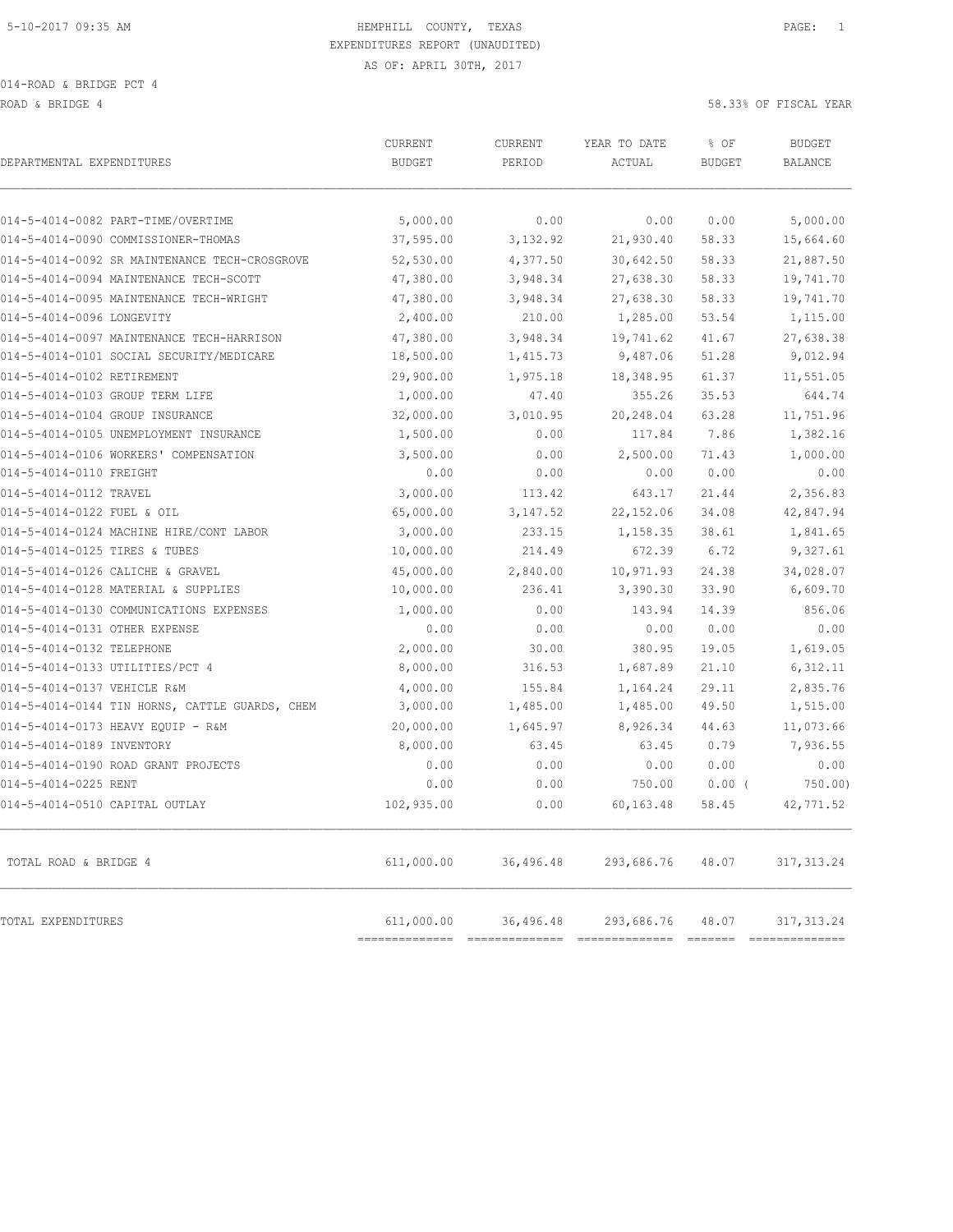HEMPHILL COUNTY, TEXAS
EXPENDITURES REPORT (UNAUDITED)
AS OF: APRIL 30TH, 2017

014-ROAD & BRIDGE PCT 4

ROAD & BRIDGE 4 — 58.33% OF FISCAL YEAR

| DEPARTMENTAL EXPENDITURES | CURRENT BUDGET | CURRENT PERIOD | YEAR TO DATE ACTUAL | % OF BUDGET | BUDGET BALANCE |
|---|---|---|---|---|---|
| 014-5-4014-0082 PART-TIME/OVERTIME | 5,000.00 | 0.00 | 0.00 | 0.00 | 5,000.00 |
| 014-5-4014-0090 COMMISSIONER-THOMAS | 37,595.00 | 3,132.92 | 21,930.40 | 58.33 | 15,664.60 |
| 014-5-4014-0092 SR MAINTENANCE TECH-CROSGROVE | 52,530.00 | 4,377.50 | 30,642.50 | 58.33 | 21,887.50 |
| 014-5-4014-0094 MAINTENANCE TECH-SCOTT | 47,380.00 | 3,948.34 | 27,638.30 | 58.33 | 19,741.70 |
| 014-5-4014-0095 MAINTENANCE TECH-WRIGHT | 47,380.00 | 3,948.34 | 27,638.30 | 58.33 | 19,741.70 |
| 014-5-4014-0096 LONGEVITY | 2,400.00 | 210.00 | 1,285.00 | 53.54 | 1,115.00 |
| 014-5-4014-0097 MAINTENANCE TECH-HARRISON | 47,380.00 | 3,948.34 | 19,741.62 | 41.67 | 27,638.38 |
| 014-5-4014-0101 SOCIAL SECURITY/MEDICARE | 18,500.00 | 1,415.73 | 9,487.06 | 51.28 | 9,012.94 |
| 014-5-4014-0102 RETIREMENT | 29,900.00 | 1,975.18 | 18,348.95 | 61.37 | 11,551.05 |
| 014-5-4014-0103 GROUP TERM LIFE | 1,000.00 | 47.40 | 355.26 | 35.53 | 644.74 |
| 014-5-4014-0104 GROUP INSURANCE | 32,000.00 | 3,010.95 | 20,248.04 | 63.28 | 11,751.96 |
| 014-5-4014-0105 UNEMPLOYMENT INSURANCE | 1,500.00 | 0.00 | 117.84 | 7.86 | 1,382.16 |
| 014-5-4014-0106 WORKERS' COMPENSATION | 3,500.00 | 0.00 | 2,500.00 | 71.43 | 1,000.00 |
| 014-5-4014-0110 FREIGHT | 0.00 | 0.00 | 0.00 | 0.00 | 0.00 |
| 014-5-4014-0112 TRAVEL | 3,000.00 | 113.42 | 643.17 | 21.44 | 2,356.83 |
| 014-5-4014-0122 FUEL & OIL | 65,000.00 | 3,147.52 | 22,152.06 | 34.08 | 42,847.94 |
| 014-5-4014-0124 MACHINE HIRE/CONT LABOR | 3,000.00 | 233.15 | 1,158.35 | 38.61 | 1,841.65 |
| 014-5-4014-0125 TIRES & TUBES | 10,000.00 | 214.49 | 672.39 | 6.72 | 9,327.61 |
| 014-5-4014-0126 CALICHE & GRAVEL | 45,000.00 | 2,840.00 | 10,971.93 | 24.38 | 34,028.07 |
| 014-5-4014-0128 MATERIAL & SUPPLIES | 10,000.00 | 236.41 | 3,390.30 | 33.90 | 6,609.70 |
| 014-5-4014-0130 COMMUNICATIONS EXPENSES | 1,000.00 | 0.00 | 143.94 | 14.39 | 856.06 |
| 014-5-4014-0131 OTHER EXPENSE | 0.00 | 0.00 | 0.00 | 0.00 | 0.00 |
| 014-5-4014-0132 TELEPHONE | 2,000.00 | 30.00 | 380.95 | 19.05 | 1,619.05 |
| 014-5-4014-0133 UTILITIES/PCT 4 | 8,000.00 | 316.53 | 1,687.89 | 21.10 | 6,312.11 |
| 014-5-4014-0137 VEHICLE R&M | 4,000.00 | 155.84 | 1,164.24 | 29.11 | 2,835.76 |
| 014-5-4014-0144 TIN HORNS, CATTLE GUARDS, CHEM | 3,000.00 | 1,485.00 | 1,485.00 | 49.50 | 1,515.00 |
| 014-5-4014-0173 HEAVY EQUIP - R&M | 20,000.00 | 1,645.97 | 8,926.34 | 44.63 | 11,073.66 |
| 014-5-4014-0189 INVENTORY | 8,000.00 | 63.45 | 63.45 | 0.79 | 7,936.55 |
| 014-5-4014-0190 ROAD GRANT PROJECTS | 0.00 | 0.00 | 0.00 | 0.00 | 0.00 |
| 014-5-4014-0225 RENT | 0.00 | 0.00 | 750.00 | 0.00 | ( 750.00) |
| 014-5-4014-0510 CAPITAL OUTLAY | 102,935.00 | 0.00 | 60,163.48 | 58.45 | 42,771.52 |
| TOTAL ROAD & BRIDGE 4 | 611,000.00 | 36,496.48 | 293,686.76 | 48.07 | 317,313.24 |
| TOTAL EXPENDITURES | 611,000.00 | 36,496.48 | 293,686.76 | 48.07 | 317,313.24 |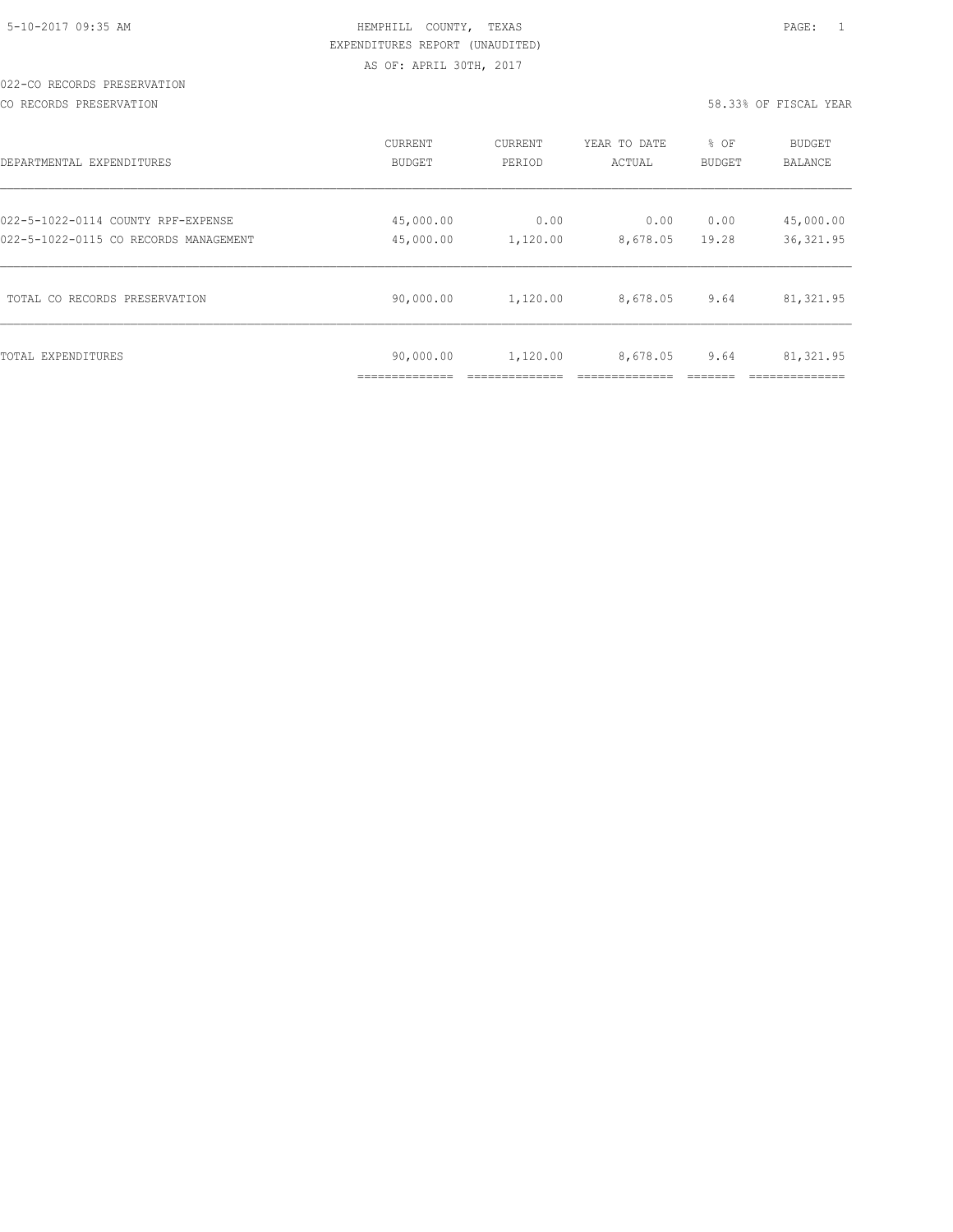5-10-2017 09:35 AM

HEMPHILL COUNTY, TEXAS

EXPENDITURES REPORT (UNAUDITED)

AS OF: APRIL 30TH, 2017

022-CO RECORDS PRESERVATION

CO RECORDS PRESERVATION

58.33% OF FISCAL YEAR

| DEPARTMENTAL EXPENDITURES | CURRENT BUDGET | CURRENT PERIOD | YEAR TO DATE ACTUAL | % OF BUDGET | BUDGET BALANCE |
|---|---|---|---|---|---|
| 022-5-1022-0114 COUNTY RPF-EXPENSE | 45,000.00 | 0.00 | 0.00 | 0.00 | 45,000.00 |
| 022-5-1022-0115 CO RECORDS MANAGEMENT | 45,000.00 | 1,120.00 | 8,678.05 | 19.28 | 36,321.95 |
| TOTAL CO RECORDS PRESERVATION | 90,000.00 | 1,120.00 | 8,678.05 | 9.64 | 81,321.95 |
| TOTAL EXPENDITURES | 90,000.00 | 1,120.00 | 8,678.05 | 9.64 | 81,321.95 |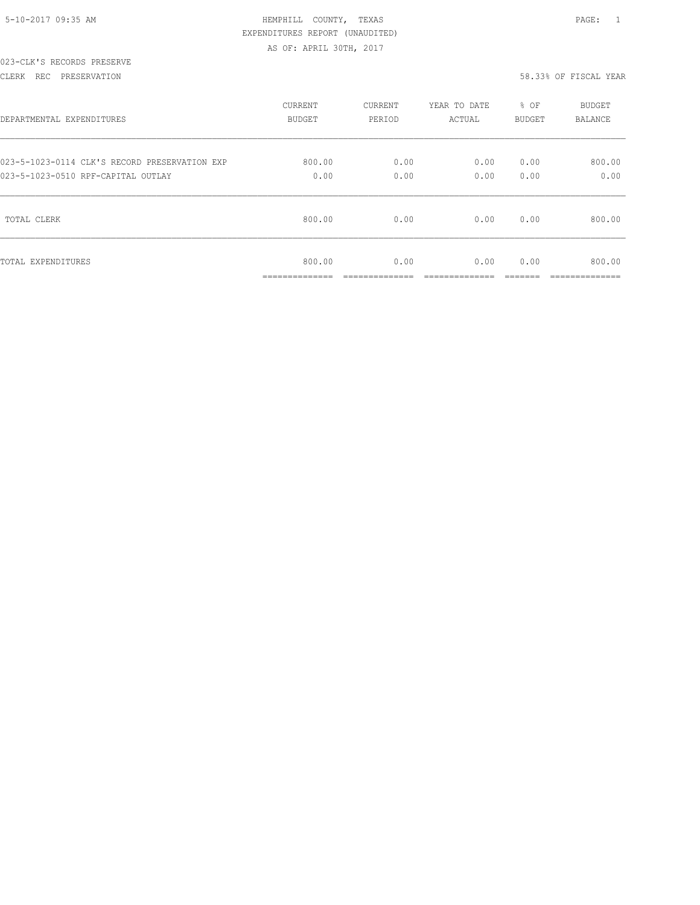5-10-2017 09:35 AM

HEMPHILL COUNTY, TEXAS

EXPENDITURES REPORT (UNAUDITED)

AS OF: APRIL 30TH, 2017

023-CLK'S RECORDS PRESERVE

CLERK REC PRESERVATION

58.33% OF FISCAL YEAR

| DEPARTMENTAL EXPENDITURES | CURRENT BUDGET | CURRENT PERIOD | YEAR TO DATE ACTUAL | % OF BUDGET | BUDGET BALANCE |
|---|---|---|---|---|---|
| 023-5-1023-0114 CLK'S RECORD PRESERVATION EXP | 800.00 | 0.00 | 0.00 | 0.00 | 800.00 |
| 023-5-1023-0510 RPF-CAPITAL OUTLAY | 0.00 | 0.00 | 0.00 | 0.00 | 0.00 |
| TOTAL CLERK | 800.00 | 0.00 | 0.00 | 0.00 | 800.00 |
| TOTAL EXPENDITURES | 800.00 | 0.00 | 0.00 | 0.00 | 800.00 |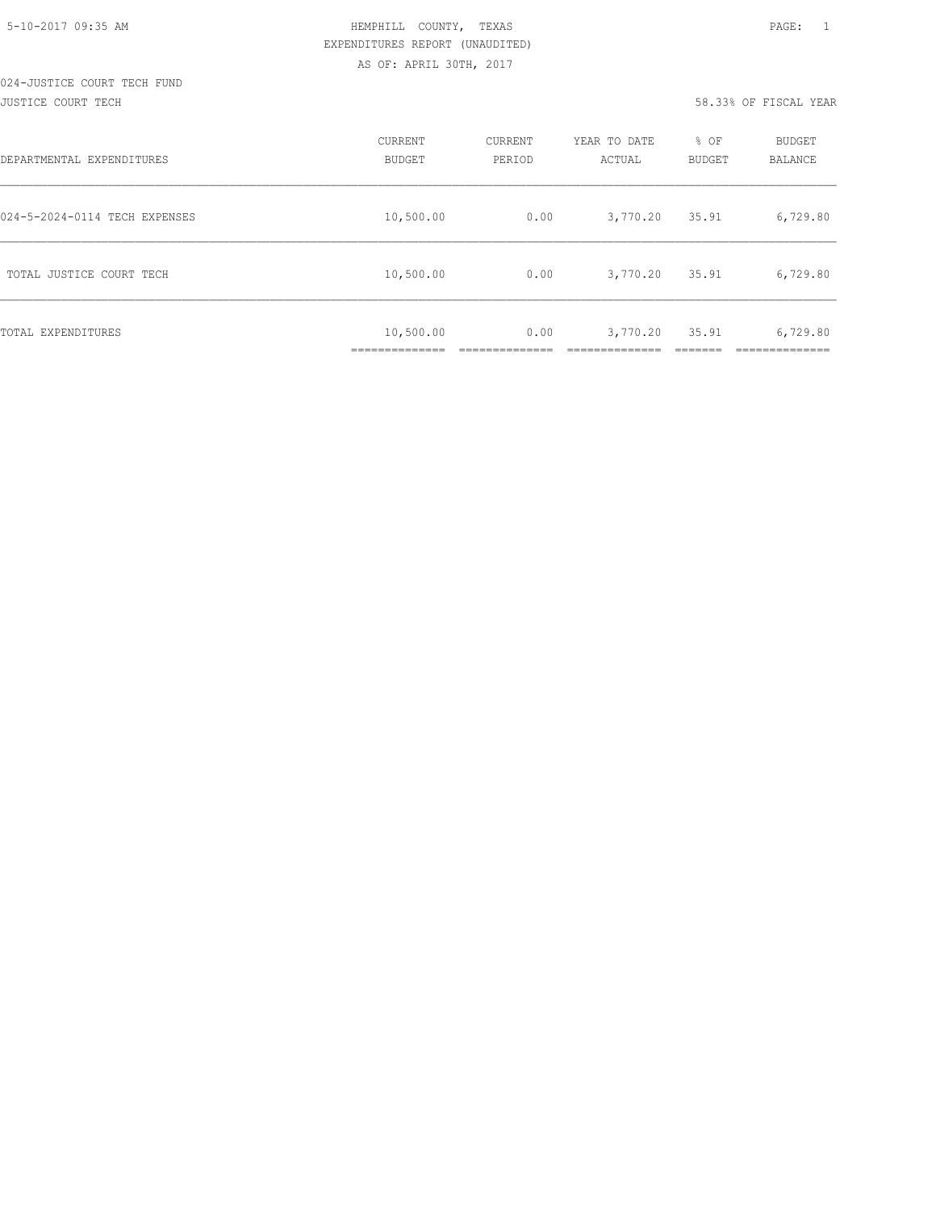HEMPHILL COUNTY, TEXAS
EXPENDITURES REPORT (UNAUDITED)
AS OF: APRIL 30TH, 2017

024-JUSTICE COURT TECH FUND
JUSTICE COURT TECH

58.33% OF FISCAL YEAR

| DEPARTMENTAL EXPENDITURES | CURRENT BUDGET | CURRENT PERIOD | YEAR TO DATE ACTUAL | % OF BUDGET | BUDGET BALANCE |
|---|---|---|---|---|---|
| 024-5-2024-0114 TECH EXPENSES | 10,500.00 | 0.00 | 3,770.20 | 35.91 | 6,729.80 |
| TOTAL JUSTICE COURT TECH | 10,500.00 | 0.00 | 3,770.20 | 35.91 | 6,729.80 |
| TOTAL EXPENDITURES | 10,500.00 | 0.00 | 3,770.20 | 35.91 | 6,729.80 |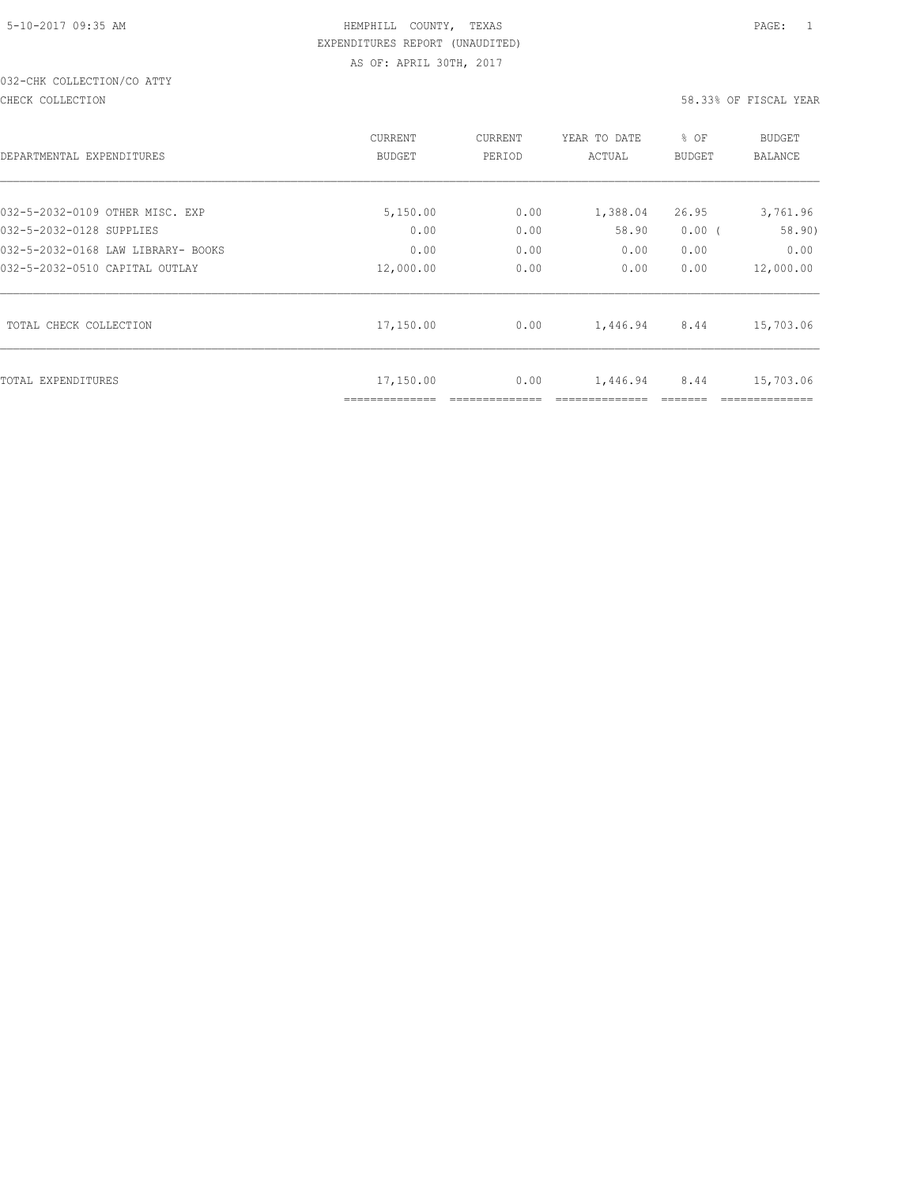HEMPHILL COUNTY, TEXAS
EXPENDITURES REPORT (UNAUDITED)
AS OF: APRIL 30TH, 2017

5-10-2017 09:35 AM

032-CHK COLLECTION/CO ATTY

CHECK COLLECTION — 58.33% OF FISCAL YEAR

| DEPARTMENTAL EXPENDITURES | CURRENT BUDGET | CURRENT PERIOD | YEAR TO DATE ACTUAL | % OF BUDGET | BUDGET BALANCE |
|---|---|---|---|---|---|
| 032-5-2032-0109 OTHER MISC. EXP | 5,150.00 | 0.00 | 1,388.04 | 26.95 | 3,761.96 |
| 032-5-2032-0128 SUPPLIES | 0.00 | 0.00 | 58.90 | 0.00 ( | 58.90) |
| 032-5-2032-0168 LAW LIBRARY- BOOKS | 0.00 | 0.00 | 0.00 | 0.00 | 0.00 |
| 032-5-2032-0510 CAPITAL OUTLAY | 12,000.00 | 0.00 | 0.00 | 0.00 | 12,000.00 |
| TOTAL CHECK COLLECTION | 17,150.00 | 0.00 | 1,446.94 | 8.44 | 15,703.06 |
| TOTAL EXPENDITURES | 17,150.00 | 0.00 | 1,446.94 | 8.44 | 15,703.06 |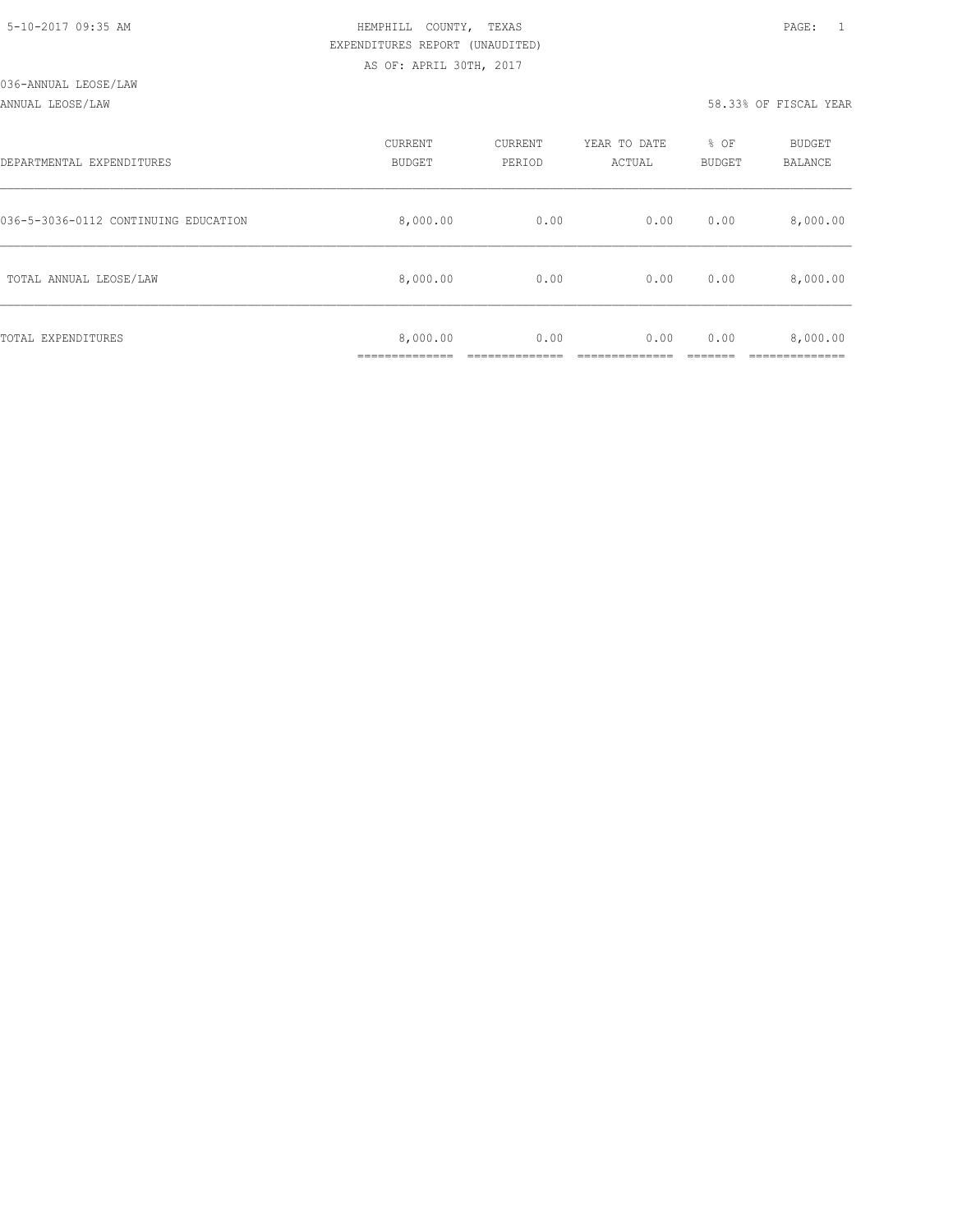HEMPHILL COUNTY, TEXAS
EXPENDITURES REPORT (UNAUDITED)
AS OF: APRIL 30TH, 2017

036-ANNUAL LEOSE/LAW

ANNUAL LEOSE/LAW — 58.33% OF FISCAL YEAR

| DEPARTMENTAL EXPENDITURES | CURRENT BUDGET | CURRENT PERIOD | YEAR TO DATE ACTUAL | % OF BUDGET | BUDGET BALANCE |
|---|---|---|---|---|---|
| 036-5-3036-0112 CONTINUING EDUCATION | 8,000.00 | 0.00 | 0.00 | 0.00 | 8,000.00 |
| TOTAL ANNUAL LEOSE/LAW | 8,000.00 | 0.00 | 0.00 | 0.00 | 8,000.00 |
| TOTAL EXPENDITURES | 8,000.00 | 0.00 | 0.00 | 0.00 | 8,000.00 |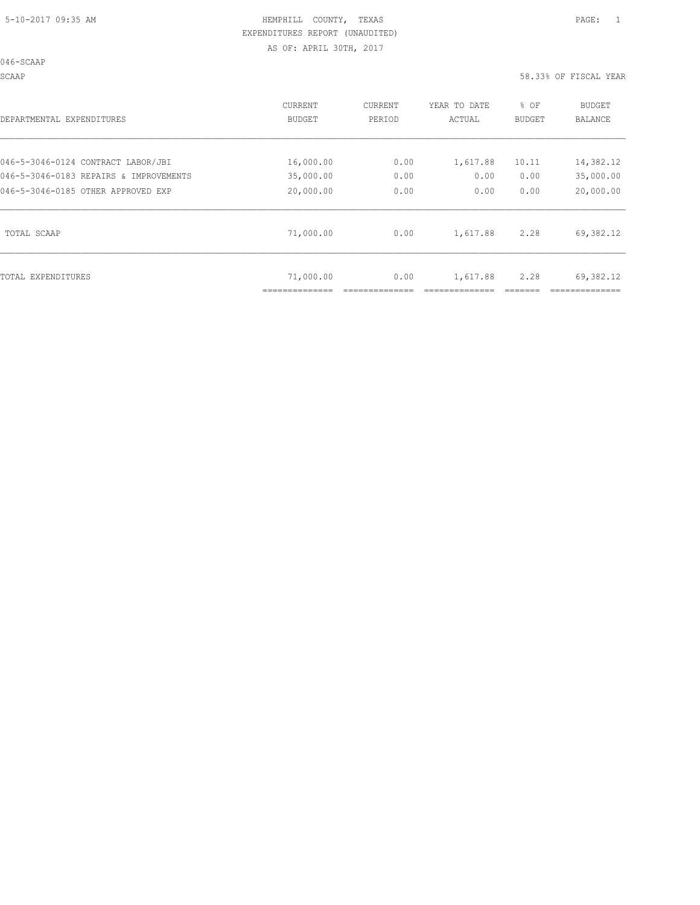HEMPHILL COUNTY, TEXAS
EXPENDITURES REPORT (UNAUDITED)
AS OF: APRIL 30TH, 2017

046-SCAAP

SCAAP — 58.33% OF FISCAL YEAR

| DEPARTMENTAL EXPENDITURES | CURRENT BUDGET | CURRENT PERIOD | YEAR TO DATE ACTUAL | % OF BUDGET | BUDGET BALANCE |
|---|---|---|---|---|---|
| 046-5-3046-0124 CONTRACT LABOR/JBI | 16,000.00 | 0.00 | 1,617.88 | 10.11 | 14,382.12 |
| 046-5-3046-0183 REPAIRS & IMPROVEMENTS | 35,000.00 | 0.00 | 0.00 | 0.00 | 35,000.00 |
| 046-5-3046-0185 OTHER APPROVED EXP | 20,000.00 | 0.00 | 0.00 | 0.00 | 20,000.00 |
| TOTAL SCAAP | 71,000.00 | 0.00 | 1,617.88 | 2.28 | 69,382.12 |
| TOTAL EXPENDITURES | 71,000.00 | 0.00 | 1,617.88 | 2.28 | 69,382.12 |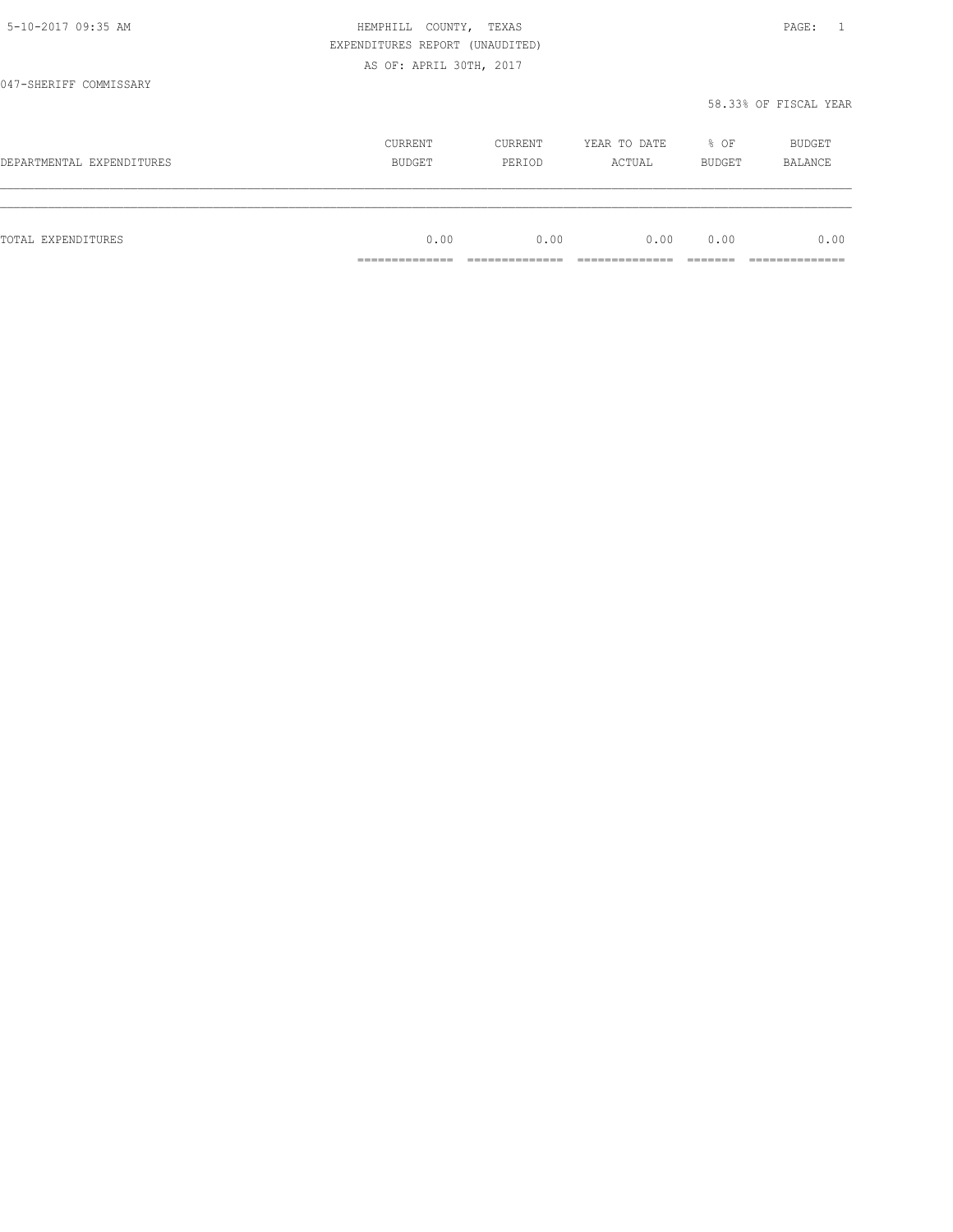HEMPHILL COUNTY, TEXAS
EXPENDITURES REPORT (UNAUDITED)
AS OF: APRIL 30TH, 2017

047-SHERIFF COMMISSARY

58.33% OF FISCAL YEAR

| DEPARTMENTAL EXPENDITURES | CURRENT BUDGET | CURRENT PERIOD | YEAR TO DATE ACTUAL | % OF BUDGET | BUDGET BALANCE |
|---|---|---|---|---|---|
| TOTAL EXPENDITURES | 0.00 | 0.00 | 0.00 | 0.00 | 0.00 |